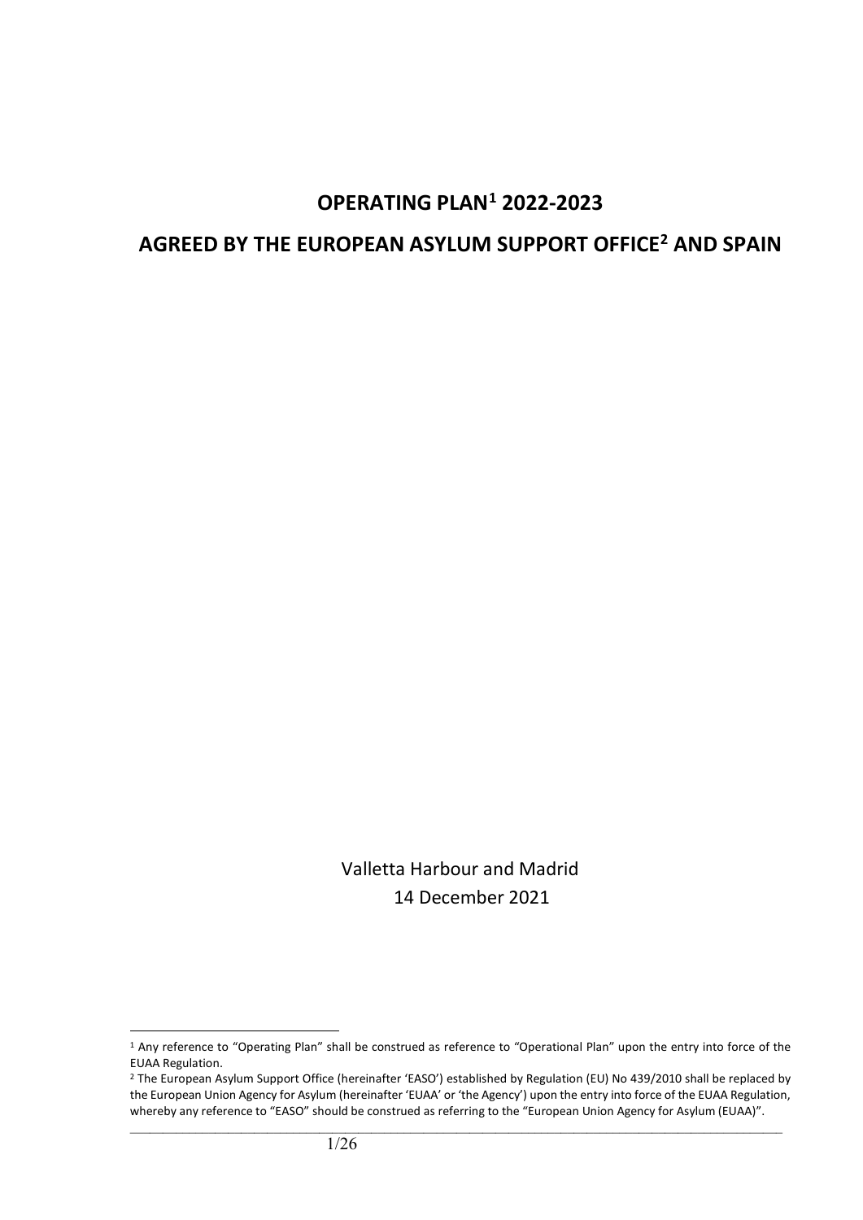# OPERATING PLAN[1] 2022-2023

# AGREED BY THE EUROPEAN ASYLUM SUPPORT OFFICE[2] AND SPAIN

Valletta Harbour and Madrid
14 December 2021

---

[1] Any reference to "Operating Plan" shall be construed as reference to "Operational Plan" upon the entry into force of the EUAA Regulation.

[2] The European Asylum Support Office (hereinafter 'EASO') established by Regulation (EU) No 439/2010 shall be replaced by the European Union Agency for Asylum (hereinafter 'EUAA' or 'the Agency') upon the entry into force of the EUAA Regulation, whereby any reference to "EASO" should be construed as referring to the "European Union Agency for Asylum (EUAA)".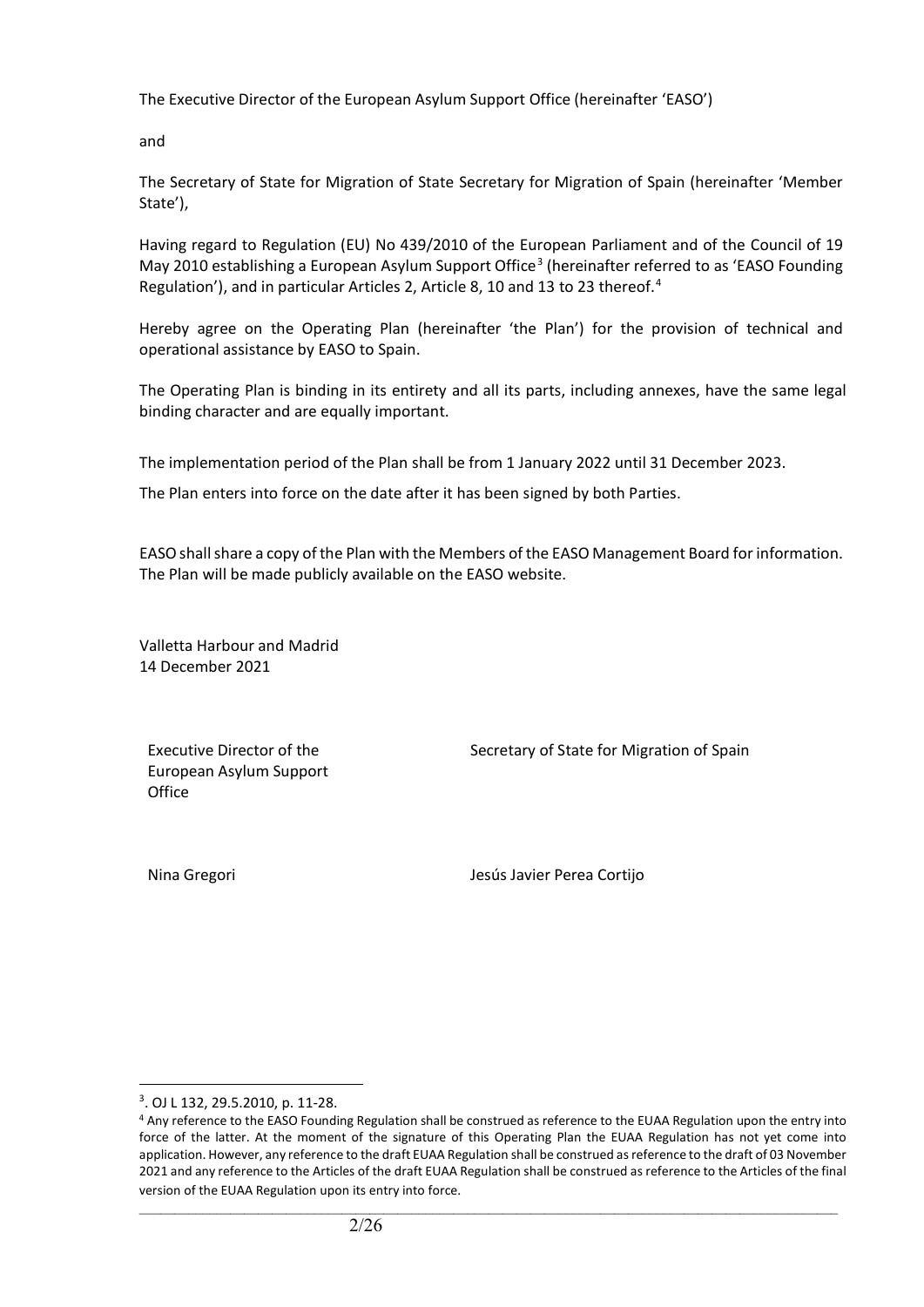The Executive Director of the European Asylum Support Office (hereinafter 'EASO')

and

The Secretary of State for Migration of State Secretary for Migration of Spain (hereinafter 'Member State'),

Having regard to Regulation (EU) No 439/2010 of the European Parliament and of the Council of 19 May 2010 establishing a European Asylum Support Office[3] (hereinafter referred to as 'EASO Founding Regulation'), and in particular Articles 2, Article 8, 10 and 13 to 23 thereof.[4]

Hereby agree on the Operating Plan (hereinafter 'the Plan') for the provision of technical and operational assistance by EASO to Spain.

The Operating Plan is binding in its entirety and all its parts, including annexes, have the same legal binding character and are equally important.

The implementation period of the Plan shall be from 1 January 2022 until 31 December 2023.

The Plan enters into force on the date after it has been signed by both Parties.

EASO shall share a copy of the Plan with the Members of the EASO Management Board for information. The Plan will be made publicly available on the EASO website.

Valletta Harbour and Madrid
14 December 2021

| Executive Director of the European Asylum Support Office | Secretary of State for Migration of Spain |
|---|---|
| Nina Gregori | Jesús Javier Perea Cortijo |

[3]. OJ L 132, 29.5.2010, p. 11-28.

[4] Any reference to the EASO Founding Regulation shall be construed as reference to the EUAA Regulation upon the entry into force of the latter. At the moment of the signature of this Operating Plan the EUAA Regulation has not yet come into application. However, any reference to the draft EUAA Regulation shall be construed as reference to the draft of 03 November 2021 and any reference to the Articles of the draft EUAA Regulation shall be construed as reference to the Articles of the final version of the EUAA Regulation upon its entry into force.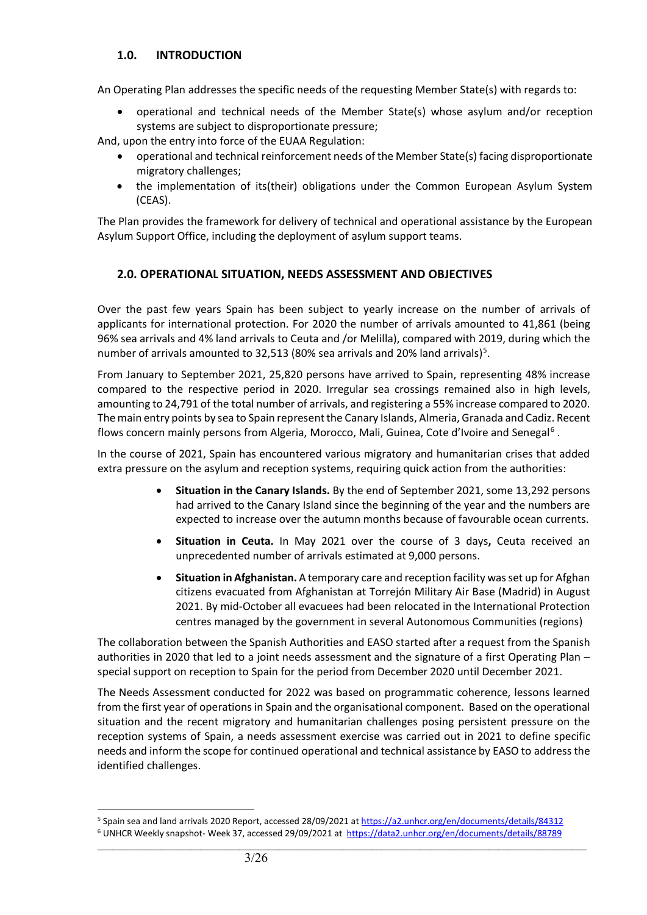## 1.0. INTRODUCTION

An Operating Plan addresses the specific needs of the requesting Member State(s) with regards to:

- operational and technical needs of the Member State(s) whose asylum and/or reception systems are subject to disproportionate pressure;

And, upon the entry into force of the EUAA Regulation:

- operational and technical reinforcement needs of the Member State(s) facing disproportionate migratory challenges;
- the implementation of its(their) obligations under the Common European Asylum System (CEAS).

The Plan provides the framework for delivery of technical and operational assistance by the European Asylum Support Office, including the deployment of asylum support teams.

## 2.0. OPERATIONAL SITUATION, NEEDS ASSESSMENT AND OBJECTIVES

Over the past few years Spain has been subject to yearly increase on the number of arrivals of applicants for international protection. For 2020 the number of arrivals amounted to 41,861 (being 96% sea arrivals and 4% land arrivals to Ceuta and /or Melilla), compared with 2019, during which the number of arrivals amounted to 32,513 (80% sea arrivals and 20% land arrivals)[5].

From January to September 2021, 25,820 persons have arrived to Spain, representing 48% increase compared to the respective period in 2020. Irregular sea crossings remained also in high levels, amounting to 24,791 of the total number of arrivals, and registering a 55% increase compared to 2020. The main entry points by sea to Spain represent the Canary Islands, Almeria, Granada and Cadiz. Recent flows concern mainly persons from Algeria, Morocco, Mali, Guinea, Cote d'Ivoire and Senegal[6] .

In the course of 2021, Spain has encountered various migratory and humanitarian crises that added extra pressure on the asylum and reception systems, requiring quick action from the authorities:

- **Situation in the Canary Islands.** By the end of September 2021, some 13,292 persons had arrived to the Canary Island since the beginning of the year and the numbers are expected to increase over the autumn months because of favourable ocean currents.
- **Situation in Ceuta.** In May 2021 over the course of 3 days**,** Ceuta received an unprecedented number of arrivals estimated at 9,000 persons.
- **Situation in Afghanistan.** A temporary care and reception facility was set up for Afghan citizens evacuated from Afghanistan at Torrejón Military Air Base (Madrid) in August 2021. By mid-October all evacuees had been relocated in the International Protection centres managed by the government in several Autonomous Communities (regions)

The collaboration between the Spanish Authorities and EASO started after a request from the Spanish authorities in 2020 that led to a joint needs assessment and the signature of a first Operating Plan – special support on reception to Spain for the period from December 2020 until December 2021.

The Needs Assessment conducted for 2022 was based on programmatic coherence, lessons learned from the first year of operations in Spain and the organisational component. Based on the operational situation and the recent migratory and humanitarian challenges posing persistent pressure on the reception systems of Spain, a needs assessment exercise was carried out in 2021 to define specific needs and inform the scope for continued operational and technical assistance by EASO to address the identified challenges.

---

[5] Spain sea and land arrivals 2020 Report, accessed 28/09/2021 at https://a2.unhcr.org/en/documents/details/84312

[6] UNHCR Weekly snapshot- Week 37, accessed 29/09/2021 at https://data2.unhcr.org/en/documents/details/88789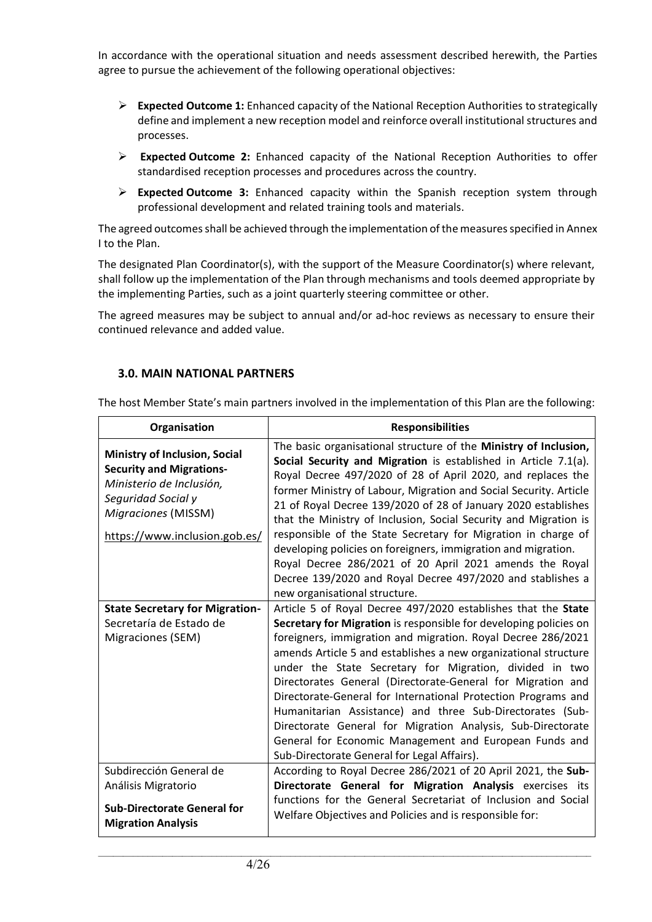In accordance with the operational situation and needs assessment described herewith, the Parties agree to pursue the achievement of the following operational objectives:

- **Expected Outcome 1:** Enhanced capacity of the National Reception Authorities to strategically define and implement a new reception model and reinforce overall institutional structures and processes.
- **Expected Outcome 2:** Enhanced capacity of the National Reception Authorities to offer standardised reception processes and procedures across the country.
- **Expected Outcome 3:** Enhanced capacity within the Spanish reception system through professional development and related training tools and materials.

The agreed outcomes shall be achieved through the implementation of the measures specified in Annex I to the Plan.

The designated Plan Coordinator(s), with the support of the Measure Coordinator(s) where relevant, shall follow up the implementation of the Plan through mechanisms and tools deemed appropriate by the implementing Parties, such as a joint quarterly steering committee or other.

The agreed measures may be subject to annual and/or ad-hoc reviews as necessary to ensure their continued relevance and added value.

### 3.0. MAIN NATIONAL PARTNERS

The host Member State's main partners involved in the implementation of this Plan are the following:

| Organisation | Responsibilities |
|---|---|
| **Ministry of Inclusion, Social Security and Migrations-** *Ministerio de Inclusión, Seguridad Social y Migraciones* (MISSM) https://www.inclusion.gob.es/ | The basic organisational structure of the **Ministry of Inclusion, Social Security and Migration** is established in Article 7.1(a). Royal Decree 497/2020 of 28 of April 2020, and replaces the former Ministry of Labour, Migration and Social Security. Article 21 of Royal Decree 139/2020 of 28 of January 2020 establishes that the Ministry of Inclusion, Social Security and Migration is responsible of the State Secretary for Migration in charge of developing policies on foreigners, immigration and migration. Royal Decree 286/2021 of 20 April 2021 amends the Royal Decree 139/2020 and Royal Decree 497/2020 and stablishes a new organisational structure. |
| **State Secretary for Migration-** Secretaría de Estado de Migraciones (SEM) | Article 5 of Royal Decree 497/2020 establishes that the **State Secretary for Migration** is responsible for developing policies on foreigners, immigration and migration. Royal Decree 286/2021 amends Article 5 and establishes a new organizational structure under the State Secretary for Migration, divided in two Directorates General (Directorate-General for Migration and Directorate-General for International Protection Programs and Humanitarian Assistance) and three Sub-Directorates (Sub-Directorate General for Migration Analysis, Sub-Directorate General for Economic Management and European Funds and Sub-Directorate General for Legal Affairs). |
| Subdirección General de Análisis Migratorio **Sub-Directorate General for Migration Analysis** | According to Royal Decree 286/2021 of 20 April 2021, the **Sub-Directorate General for Migration Analysis** exercises its functions for the General Secretariat of Inclusion and Social Welfare Objectives and Policies and is responsible for: |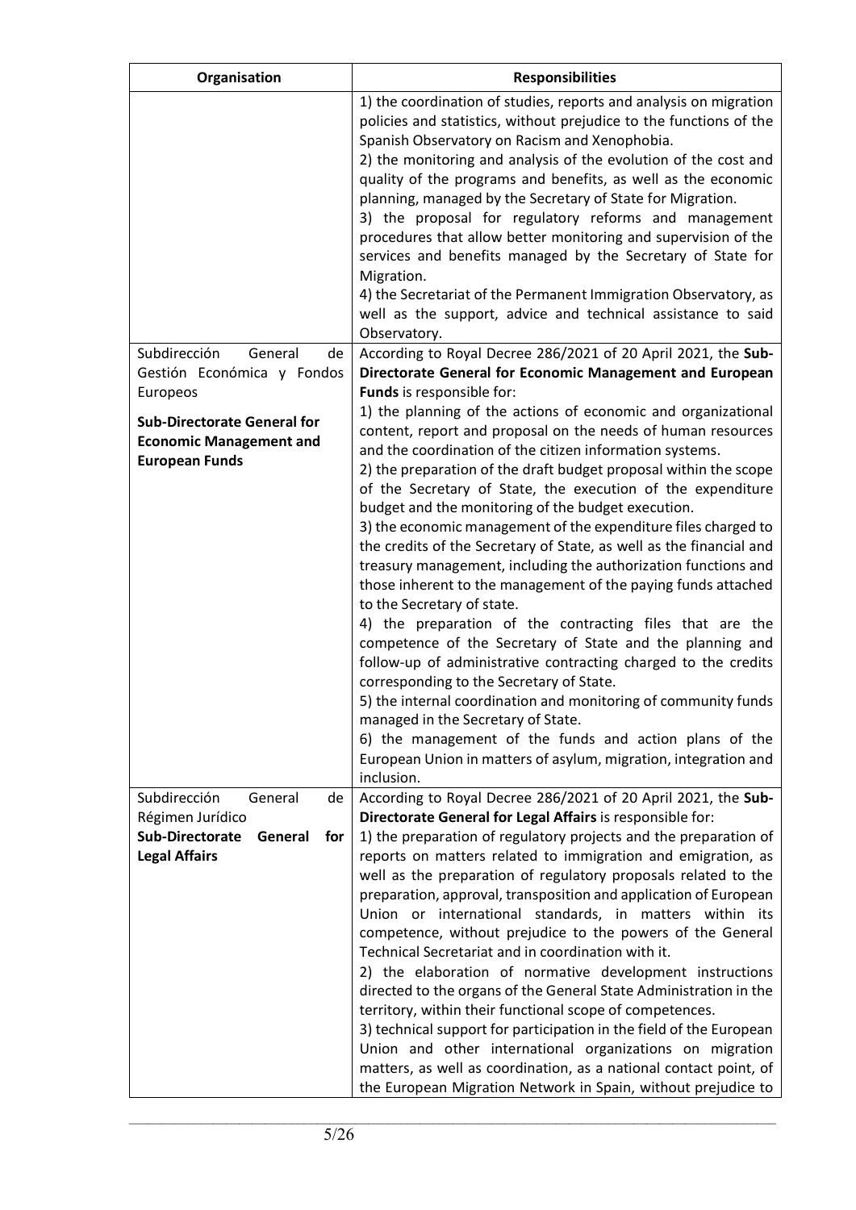| Organisation | Responsibilities |
|---|---|
| | 1) the coordination of studies, reports and analysis on migration policies and statistics, without prejudice to the functions of the Spanish Observatory on Racism and Xenophobia.<br>2) the monitoring and analysis of the evolution of the cost and quality of the programs and benefits, as well as the economic planning, managed by the Secretary of State for Migration.<br>3) the proposal for regulatory reforms and management procedures that allow better monitoring and supervision of the services and benefits managed by the Secretary of State for Migration.<br>4) the Secretariat of the Permanent Immigration Observatory, as well as the support, advice and technical assistance to said Observatory. |
| Subdirección General de Gestión Económica y Fondos Europeos<br>**Sub-Directorate General for Economic Management and European Funds** | According to Royal Decree 286/2021 of 20 April 2021, the **Sub-Directorate General for Economic Management and European Funds** is responsible for:<br>1) the planning of the actions of economic and organizational content, report and proposal on the needs of human resources and the coordination of the citizen information systems.<br>2) the preparation of the draft budget proposal within the scope of the Secretary of State, the execution of the expenditure budget and the monitoring of the budget execution.<br>3) the economic management of the expenditure files charged to the credits of the Secretary of State, as well as the financial and treasury management, including the authorization functions and those inherent to the management of the paying funds attached to the Secretary of state.<br>4) the preparation of the contracting files that are the competence of the Secretary of State and the planning and follow-up of administrative contracting charged to the credits corresponding to the Secretary of State.<br>5) the internal coordination and monitoring of community funds managed in the Secretary of State.<br>6) the management of the funds and action plans of the European Union in matters of asylum, migration, integration and inclusion. |
| Subdirección General de Régimen Jurídico<br>**Sub-Directorate General for Legal Affairs** | According to Royal Decree 286/2021 of 20 April 2021, the **Sub-Directorate General for Legal Affairs** is responsible for:<br>1) the preparation of regulatory projects and the preparation of reports on matters related to immigration and emigration, as well as the preparation of regulatory proposals related to the preparation, approval, transposition and application of European Union or international standards, in matters within its competence, without prejudice to the powers of the General Technical Secretariat and in coordination with it.<br>2) the elaboration of normative development instructions directed to the organs of the General State Administration in the territory, within their functional scope of competences.<br>3) technical support for participation in the field of the European Union and other international organizations on migration matters, as well as coordination, as a national contact point, of the European Migration Network in Spain, without prejudice to |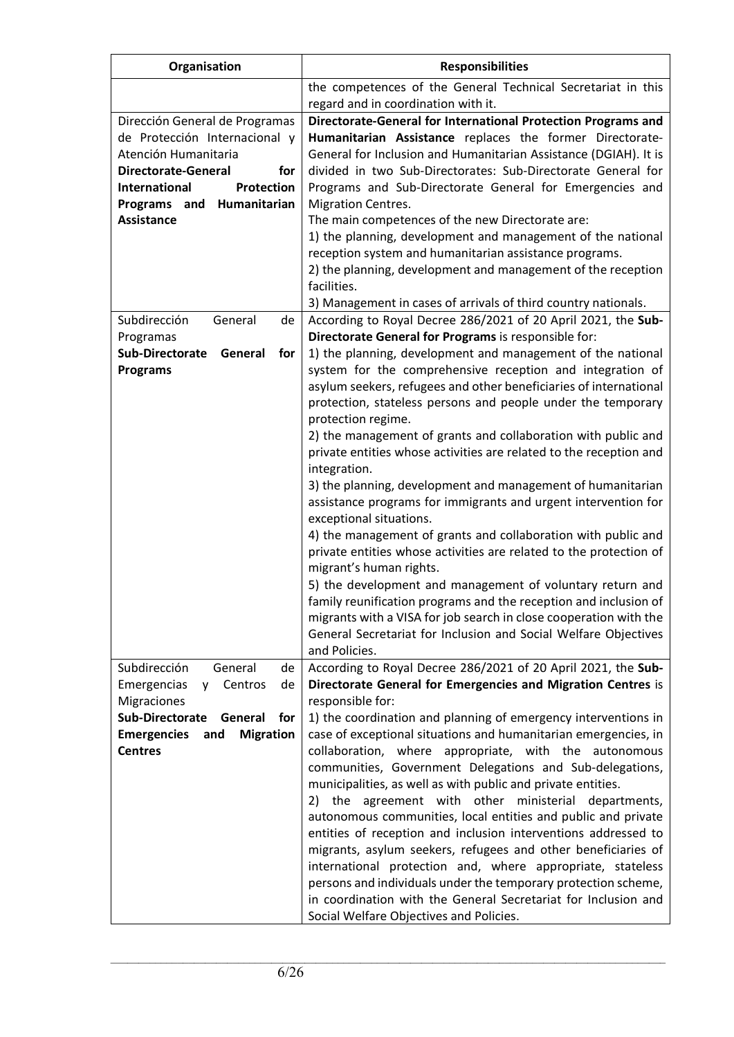| Organisation | Responsibilities |
|---|---|
| | the competences of the General Technical Secretariat in this regard and in coordination with it. |
| Dirección General de Programas de Protección Internacional y Atención Humanitaria<br>**Directorate-General for International Protection Programs and Humanitarian Assistance** | **Directorate-General for International Protection Programs and Humanitarian Assistance** replaces the former Directorate-General for Inclusion and Humanitarian Assistance (DGIAH). It is divided in two Sub-Directorates: Sub-Directorate General for Programs and Sub-Directorate General for Emergencies and Migration Centres.<br>The main competences of the new Directorate are:<br>1) the planning, development and management of the national reception system and humanitarian assistance programs.<br>2) the planning, development and management of the reception facilities.<br>3) Management in cases of arrivals of third country nationals. |
| Subdirección General de Programas<br>**Sub-Directorate General for Programs** | According to Royal Decree 286/2021 of 20 April 2021, the **Sub-Directorate General for Programs** is responsible for:<br>1) the planning, development and management of the national system for the comprehensive reception and integration of asylum seekers, refugees and other beneficiaries of international protection, stateless persons and people under the temporary protection regime.<br>2) the management of grants and collaboration with public and private entities whose activities are related to the reception and integration.<br>3) the planning, development and management of humanitarian assistance programs for immigrants and urgent intervention for exceptional situations.<br>4) the management of grants and collaboration with public and private entities whose activities are related to the protection of migrant's human rights.<br>5) the development and management of voluntary return and family reunification programs and the reception and inclusion of migrants with a VISA for job search in close cooperation with the General Secretariat for Inclusion and Social Welfare Objectives and Policies. |
| Subdirección General de Emergencias y Centros de Migraciones<br>**Sub-Directorate General for Emergencies and Migration Centres** | According to Royal Decree 286/2021 of 20 April 2021, the **Sub-Directorate General for Emergencies and Migration Centres** is responsible for:<br>1) the coordination and planning of emergency interventions in case of exceptional situations and humanitarian emergencies, in collaboration, where appropriate, with the autonomous communities, Government Delegations and Sub-delegations, municipalities, as well as with public and private entities.<br>2) the agreement with other ministerial departments, autonomous communities, local entities and public and private entities of reception and inclusion interventions addressed to migrants, asylum seekers, refugees and other beneficiaries of international protection and, where appropriate, stateless persons and individuals under the temporary protection scheme, in coordination with the General Secretariat for Inclusion and Social Welfare Objectives and Policies. |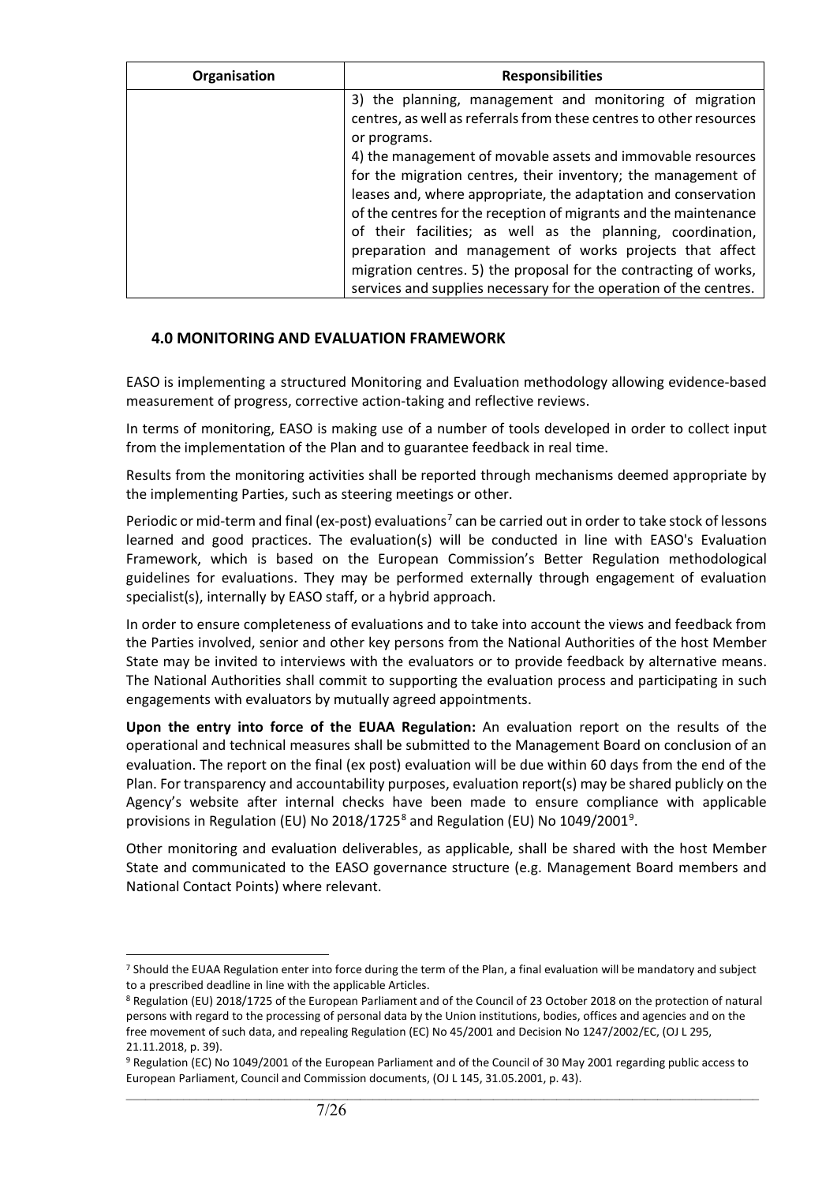| Organisation | Responsibilities |
| --- | --- |
| | 3) the planning, management and monitoring of migration centres, as well as referrals from these centres to other resources or programs.<br>4) the management of movable assets and immovable resources for the migration centres, their inventory; the management of leases and, where appropriate, the adaptation and conservation of the centres for the reception of migrants and the maintenance of their facilities; as well as the planning, coordination, preparation and management of works projects that affect migration centres. 5) the proposal for the contracting of works, services and supplies necessary for the operation of the centres. |

## 4.0 MONITORING AND EVALUATION FRAMEWORK

EASO is implementing a structured Monitoring and Evaluation methodology allowing evidence-based measurement of progress, corrective action-taking and reflective reviews.

In terms of monitoring, EASO is making use of a number of tools developed in order to collect input from the implementation of the Plan and to guarantee feedback in real time.

Results from the monitoring activities shall be reported through mechanisms deemed appropriate by the implementing Parties, such as steering meetings or other.

Periodic or mid-term and final (ex-post) evaluations[7] can be carried out in order to take stock of lessons learned and good practices. The evaluation(s) will be conducted in line with EASO's Evaluation Framework, which is based on the European Commission's Better Regulation methodological guidelines for evaluations. They may be performed externally through engagement of evaluation specialist(s), internally by EASO staff, or a hybrid approach.

In order to ensure completeness of evaluations and to take into account the views and feedback from the Parties involved, senior and other key persons from the National Authorities of the host Member State may be invited to interviews with the evaluators or to provide feedback by alternative means. The National Authorities shall commit to supporting the evaluation process and participating in such engagements with evaluators by mutually agreed appointments.

**Upon the entry into force of the EUAA Regulation:** An evaluation report on the results of the operational and technical measures shall be submitted to the Management Board on conclusion of an evaluation. The report on the final (ex post) evaluation will be due within 60 days from the end of the Plan. For transparency and accountability purposes, evaluation report(s) may be shared publicly on the Agency's website after internal checks have been made to ensure compliance with applicable provisions in Regulation (EU) No 2018/1725[8] and Regulation (EU) No 1049/2001[9].

Other monitoring and evaluation deliverables, as applicable, shall be shared with the host Member State and communicated to the EASO governance structure (e.g. Management Board members and National Contact Points) where relevant.

---

[7] Should the EUAA Regulation enter into force during the term of the Plan, a final evaluation will be mandatory and subject to a prescribed deadline in line with the applicable Articles.

[8] Regulation (EU) 2018/1725 of the European Parliament and of the Council of 23 October 2018 on the protection of natural persons with regard to the processing of personal data by the Union institutions, bodies, offices and agencies and on the free movement of such data, and repealing Regulation (EC) No 45/2001 and Decision No 1247/2002/EC, (OJ L 295, 21.11.2018, p. 39).

[9] Regulation (EC) No 1049/2001 of the European Parliament and of the Council of 30 May 2001 regarding public access to European Parliament, Council and Commission documents, (OJ L 145, 31.05.2001, p. 43).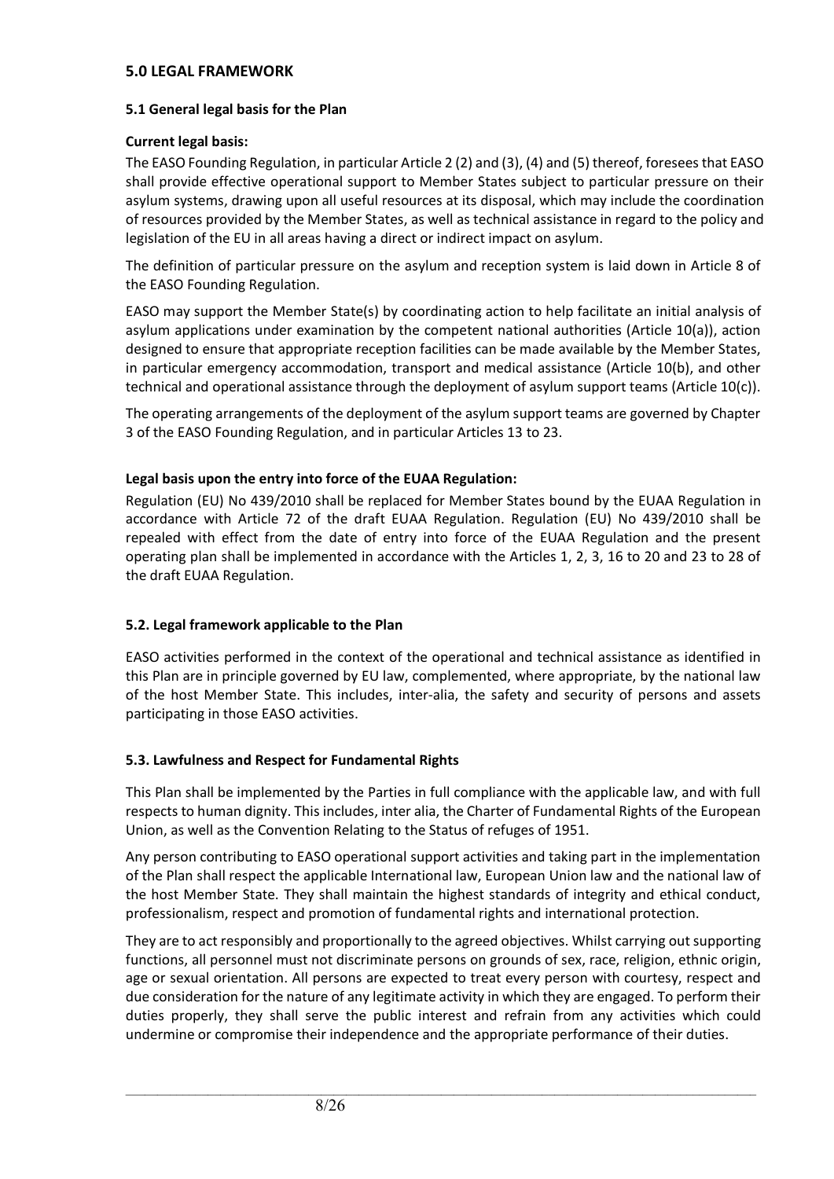## 5.0 LEGAL FRAMEWORK

### 5.1 General legal basis for the Plan

**Current legal basis:**

The EASO Founding Regulation, in particular Article 2 (2) and (3), (4) and (5) thereof, foresees that EASO shall provide effective operational support to Member States subject to particular pressure on their asylum systems, drawing upon all useful resources at its disposal, which may include the coordination of resources provided by the Member States, as well as technical assistance in regard to the policy and legislation of the EU in all areas having a direct or indirect impact on asylum.

The definition of particular pressure on the asylum and reception system is laid down in Article 8 of the EASO Founding Regulation.

EASO may support the Member State(s) by coordinating action to help facilitate an initial analysis of asylum applications under examination by the competent national authorities (Article 10(a)), action designed to ensure that appropriate reception facilities can be made available by the Member States, in particular emergency accommodation, transport and medical assistance (Article 10(b), and other technical and operational assistance through the deployment of asylum support teams (Article 10(c)).

The operating arrangements of the deployment of the asylum support teams are governed by Chapter 3 of the EASO Founding Regulation, and in particular Articles 13 to 23.

**Legal basis upon the entry into force of the EUAA Regulation:**

Regulation (EU) No 439/2010 shall be replaced for Member States bound by the EUAA Regulation in accordance with Article 72 of the draft EUAA Regulation. Regulation (EU) No 439/2010 shall be repealed with effect from the date of entry into force of the EUAA Regulation and the present operating plan shall be implemented in accordance with the Articles 1, 2, 3, 16 to 20 and 23 to 28 of the draft EUAA Regulation.

### 5.2. Legal framework applicable to the Plan

EASO activities performed in the context of the operational and technical assistance as identified in this Plan are in principle governed by EU law, complemented, where appropriate, by the national law of the host Member State. This includes, inter-alia, the safety and security of persons and assets participating in those EASO activities.

### 5.3. Lawfulness and Respect for Fundamental Rights

This Plan shall be implemented by the Parties in full compliance with the applicable law, and with full respects to human dignity. This includes, inter alia, the Charter of Fundamental Rights of the European Union, as well as the Convention Relating to the Status of refuges of 1951.

Any person contributing to EASO operational support activities and taking part in the implementation of the Plan shall respect the applicable International law, European Union law and the national law of the host Member State. They shall maintain the highest standards of integrity and ethical conduct, professionalism, respect and promotion of fundamental rights and international protection.

They are to act responsibly and proportionally to the agreed objectives. Whilst carrying out supporting functions, all personnel must not discriminate persons on grounds of sex, race, religion, ethnic origin, age or sexual orientation. All persons are expected to treat every person with courtesy, respect and due consideration for the nature of any legitimate activity in which they are engaged. To perform their duties properly, they shall serve the public interest and refrain from any activities which could undermine or compromise their independence and the appropriate performance of their duties.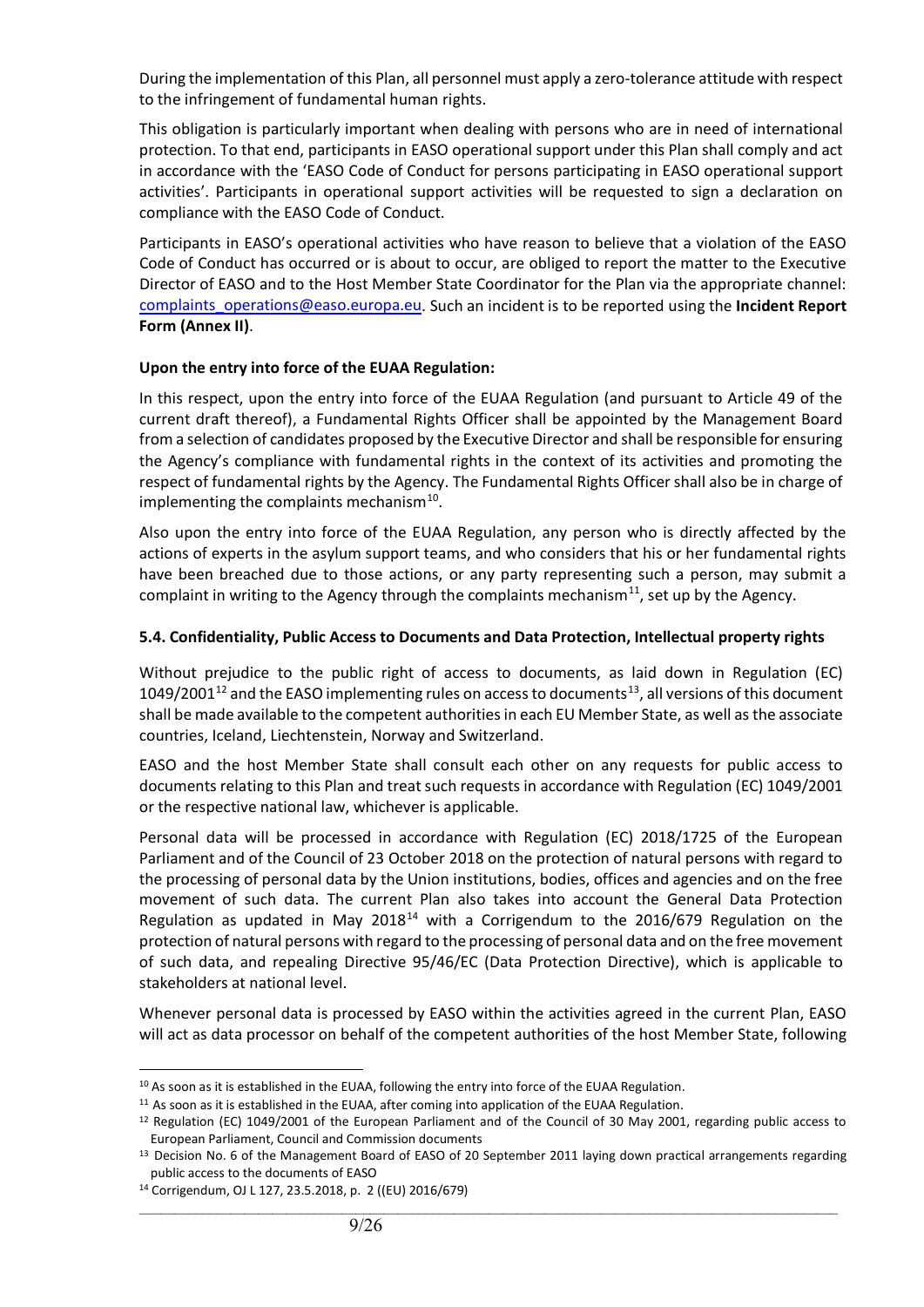During the implementation of this Plan, all personnel must apply a zero-tolerance attitude with respect to the infringement of fundamental human rights.

This obligation is particularly important when dealing with persons who are in need of international protection. To that end, participants in EASO operational support under this Plan shall comply and act in accordance with the 'EASO Code of Conduct for persons participating in EASO operational support activities'. Participants in operational support activities will be requested to sign a declaration on compliance with the EASO Code of Conduct.

Participants in EASO's operational activities who have reason to believe that a violation of the EASO Code of Conduct has occurred or is about to occur, are obliged to report the matter to the Executive Director of EASO and to the Host Member State Coordinator for the Plan via the appropriate channel: complaints_operations@easo.europa.eu. Such an incident is to be reported using the **Incident Report Form (Annex II)**.

**Upon the entry into force of the EUAA Regulation:**

In this respect, upon the entry into force of the EUAA Regulation (and pursuant to Article 49 of the current draft thereof), a Fundamental Rights Officer shall be appointed by the Management Board from a selection of candidates proposed by the Executive Director and shall be responsible for ensuring the Agency's compliance with fundamental rights in the context of its activities and promoting the respect of fundamental rights by the Agency. The Fundamental Rights Officer shall also be in charge of implementing the complaints mechanism[10].

Also upon the entry into force of the EUAA Regulation, any person who is directly affected by the actions of experts in the asylum support teams, and who considers that his or her fundamental rights have been breached due to those actions, or any party representing such a person, may submit a complaint in writing to the Agency through the complaints mechanism[11], set up by the Agency.

**5.4. Confidentiality, Public Access to Documents and Data Protection, Intellectual property rights**

Without prejudice to the public right of access to documents, as laid down in Regulation (EC) 1049/2001[12] and the EASO implementing rules on access to documents[13], all versions of this document shall be made available to the competent authorities in each EU Member State, as well as the associate countries, Iceland, Liechtenstein, Norway and Switzerland.

EASO and the host Member State shall consult each other on any requests for public access to documents relating to this Plan and treat such requests in accordance with Regulation (EC) 1049/2001 or the respective national law, whichever is applicable.

Personal data will be processed in accordance with Regulation (EC) 2018/1725 of the European Parliament and of the Council of 23 October 2018 on the protection of natural persons with regard to the processing of personal data by the Union institutions, bodies, offices and agencies and on the free movement of such data. The current Plan also takes into account the General Data Protection Regulation as updated in May 2018[14] with a Corrigendum to the 2016/679 Regulation on the protection of natural persons with regard to the processing of personal data and on the free movement of such data, and repealing Directive 95/46/EC (Data Protection Directive), which is applicable to stakeholders at national level.

Whenever personal data is processed by EASO within the activities agreed in the current Plan, EASO will act as data processor on behalf of the competent authorities of the host Member State, following

---

[10] As soon as it is established in the EUAA, following the entry into force of the EUAA Regulation.

[11] As soon as it is established in the EUAA, after coming into application of the EUAA Regulation.

[12] Regulation (EC) 1049/2001 of the European Parliament and of the Council of 30 May 2001, regarding public access to European Parliament, Council and Commission documents

[13] Decision No. 6 of the Management Board of EASO of 20 September 2011 laying down practical arrangements regarding public access to the documents of EASO

[14] Corrigendum, OJ L 127, 23.5.2018, p. 2 ((EU) 2016/679)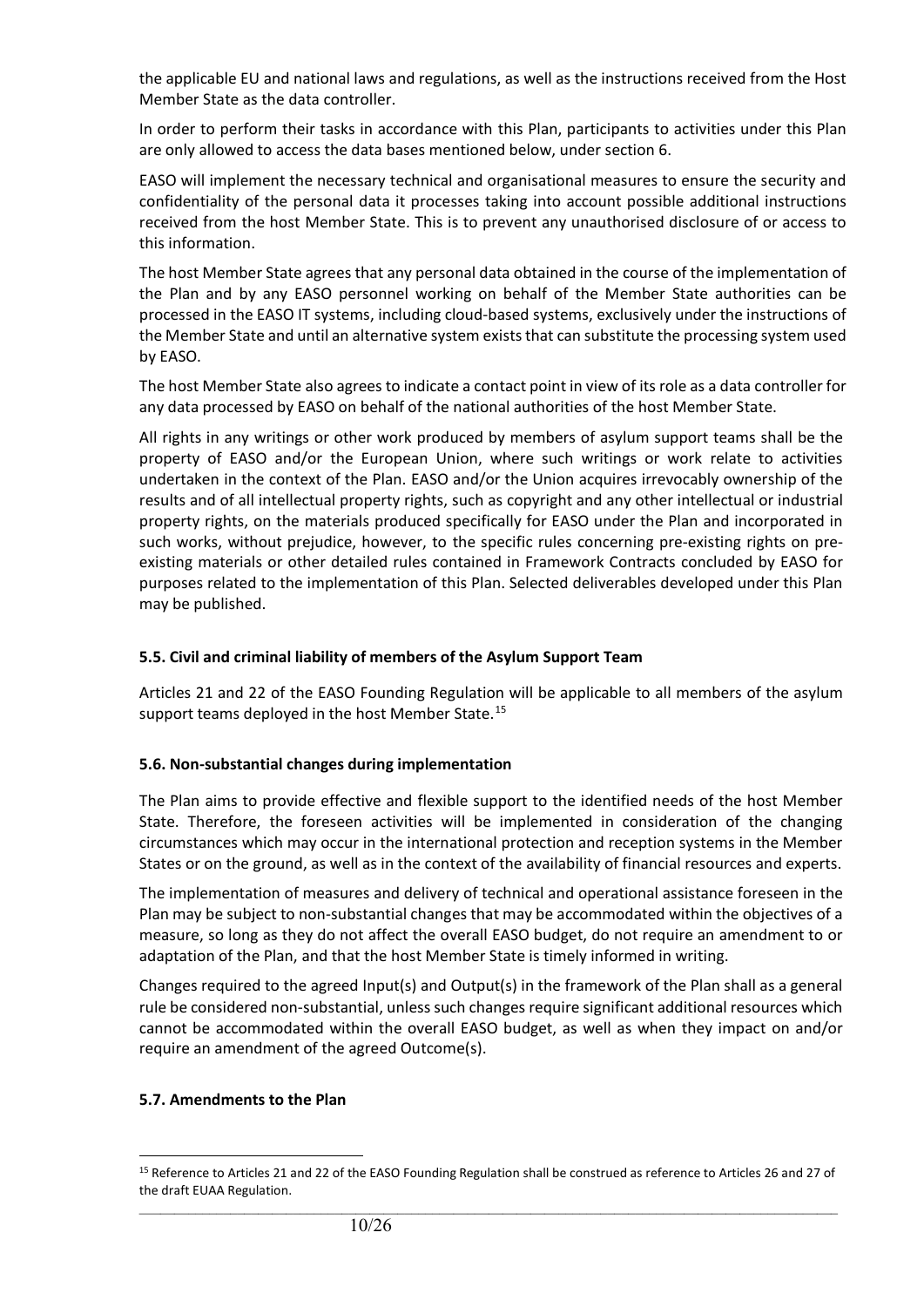the applicable EU and national laws and regulations, as well as the instructions received from the Host Member State as the data controller.

In order to perform their tasks in accordance with this Plan, participants to activities under this Plan are only allowed to access the data bases mentioned below, under section 6.

EASO will implement the necessary technical and organisational measures to ensure the security and confidentiality of the personal data it processes taking into account possible additional instructions received from the host Member State. This is to prevent any unauthorised disclosure of or access to this information.

The host Member State agrees that any personal data obtained in the course of the implementation of the Plan and by any EASO personnel working on behalf of the Member State authorities can be processed in the EASO IT systems, including cloud-based systems, exclusively under the instructions of the Member State and until an alternative system exists that can substitute the processing system used by EASO.

The host Member State also agrees to indicate a contact point in view of its role as a data controller for any data processed by EASO on behalf of the national authorities of the host Member State.

All rights in any writings or other work produced by members of asylum support teams shall be the property of EASO and/or the European Union, where such writings or work relate to activities undertaken in the context of the Plan. EASO and/or the Union acquires irrevocably ownership of the results and of all intellectual property rights, such as copyright and any other intellectual or industrial property rights, on the materials produced specifically for EASO under the Plan and incorporated in such works, without prejudice, however, to the specific rules concerning pre-existing rights on pre-existing materials or other detailed rules contained in Framework Contracts concluded by EASO for purposes related to the implementation of this Plan. Selected deliverables developed under this Plan may be published.

### 5.5. Civil and criminal liability of members of the Asylum Support Team

Articles 21 and 22 of the EASO Founding Regulation will be applicable to all members of the asylum support teams deployed in the host Member State.[15]

### 5.6. Non-substantial changes during implementation

The Plan aims to provide effective and flexible support to the identified needs of the host Member State. Therefore, the foreseen activities will be implemented in consideration of the changing circumstances which may occur in the international protection and reception systems in the Member States or on the ground, as well as in the context of the availability of financial resources and experts.

The implementation of measures and delivery of technical and operational assistance foreseen in the Plan may be subject to non-substantial changes that may be accommodated within the objectives of a measure, so long as they do not affect the overall EASO budget, do not require an amendment to or adaptation of the Plan, and that the host Member State is timely informed in writing.

Changes required to the agreed Input(s) and Output(s) in the framework of the Plan shall as a general rule be considered non-substantial, unless such changes require significant additional resources which cannot be accommodated within the overall EASO budget, as well as when they impact on and/or require an amendment of the agreed Outcome(s).

### 5.7. Amendments to the Plan

[15] Reference to Articles 21 and 22 of the EASO Founding Regulation shall be construed as reference to Articles 26 and 27 of the draft EUAA Regulation.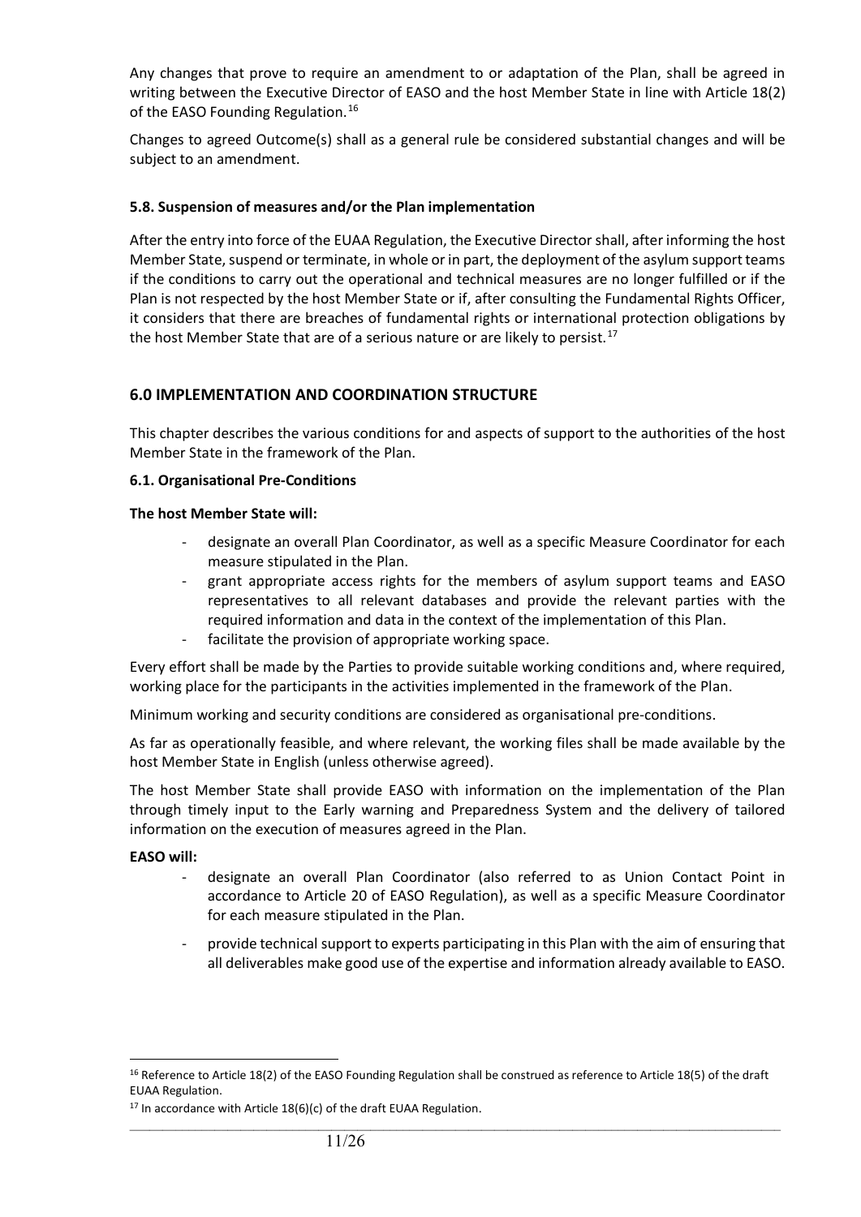Any changes that prove to require an amendment to or adaptation of the Plan, shall be agreed in writing between the Executive Director of EASO and the host Member State in line with Article 18(2) of the EASO Founding Regulation.[16]

Changes to agreed Outcome(s) shall as a general rule be considered substantial changes and will be subject to an amendment.

### 5.8. Suspension of measures and/or the Plan implementation

After the entry into force of the EUAA Regulation, the Executive Director shall, after informing the host Member State, suspend or terminate, in whole or in part, the deployment of the asylum support teams if the conditions to carry out the operational and technical measures are no longer fulfilled or if the Plan is not respected by the host Member State or if, after consulting the Fundamental Rights Officer, it considers that there are breaches of fundamental rights or international protection obligations by the host Member State that are of a serious nature or are likely to persist.[17]

## 6.0 IMPLEMENTATION AND COORDINATION STRUCTURE

This chapter describes the various conditions for and aspects of support to the authorities of the host Member State in the framework of the Plan.

### 6.1. Organisational Pre-Conditions

**The host Member State will:**

- designate an overall Plan Coordinator, as well as a specific Measure Coordinator for each measure stipulated in the Plan.
- grant appropriate access rights for the members of asylum support teams and EASO representatives to all relevant databases and provide the relevant parties with the required information and data in the context of the implementation of this Plan.
- facilitate the provision of appropriate working space.

Every effort shall be made by the Parties to provide suitable working conditions and, where required, working place for the participants in the activities implemented in the framework of the Plan.

Minimum working and security conditions are considered as organisational pre-conditions.

As far as operationally feasible, and where relevant, the working files shall be made available by the host Member State in English (unless otherwise agreed).

The host Member State shall provide EASO with information on the implementation of the Plan through timely input to the Early warning and Preparedness System and the delivery of tailored information on the execution of measures agreed in the Plan.

**EASO will:**

- designate an overall Plan Coordinator (also referred to as Union Contact Point in accordance to Article 20 of EASO Regulation), as well as a specific Measure Coordinator for each measure stipulated in the Plan.
- provide technical support to experts participating in this Plan with the aim of ensuring that all deliverables make good use of the expertise and information already available to EASO.

---

[16] Reference to Article 18(2) of the EASO Founding Regulation shall be construed as reference to Article 18(5) of the draft EUAA Regulation.

[17] In accordance with Article 18(6)(c) of the draft EUAA Regulation.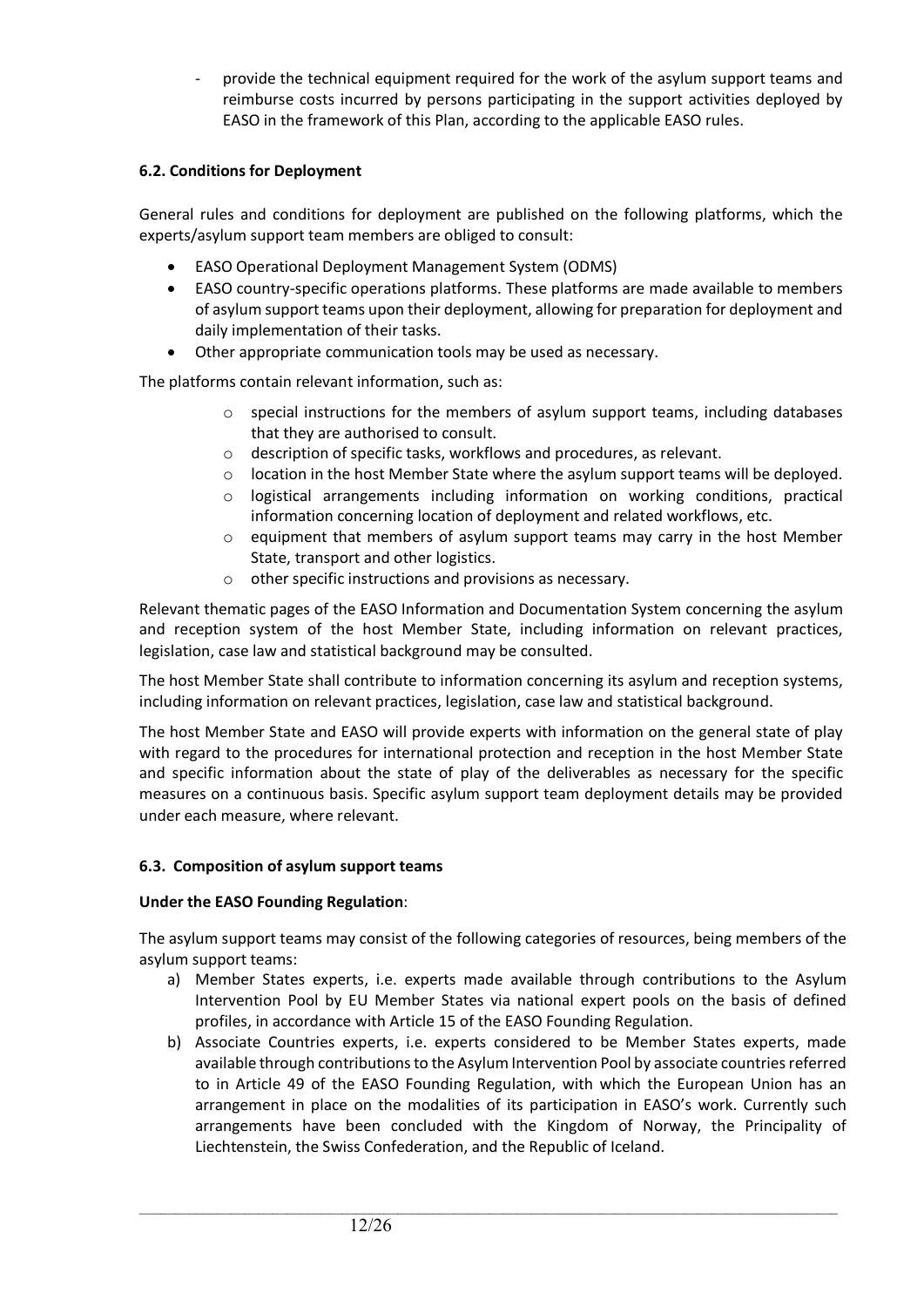- provide the technical equipment required for the work of the asylum support teams and reimburse costs incurred by persons participating in the support activities deployed by EASO in the framework of this Plan, according to the applicable EASO rules.

### 6.2. Conditions for Deployment

General rules and conditions for deployment are published on the following platforms, which the experts/asylum support team members are obliged to consult:

- EASO Operational Deployment Management System (ODMS)
- EASO country-specific operations platforms. These platforms are made available to members of asylum support teams upon their deployment, allowing for preparation for deployment and daily implementation of their tasks.
- Other appropriate communication tools may be used as necessary.

The platforms contain relevant information, such as:

- special instructions for the members of asylum support teams, including databases that they are authorised to consult.
- description of specific tasks, workflows and procedures, as relevant.
- location in the host Member State where the asylum support teams will be deployed.
- logistical arrangements including information on working conditions, practical information concerning location of deployment and related workflows, etc.
- equipment that members of asylum support teams may carry in the host Member State, transport and other logistics.
- other specific instructions and provisions as necessary.

Relevant thematic pages of the EASO Information and Documentation System concerning the asylum and reception system of the host Member State, including information on relevant practices, legislation, case law and statistical background may be consulted.

The host Member State shall contribute to information concerning its asylum and reception systems, including information on relevant practices, legislation, case law and statistical background.

The host Member State and EASO will provide experts with information on the general state of play with regard to the procedures for international protection and reception in the host Member State and specific information about the state of play of the deliverables as necessary for the specific measures on a continuous basis. Specific asylum support team deployment details may be provided under each measure, where relevant.

### 6.3. Composition of asylum support teams

**Under the EASO Founding Regulation**:

The asylum support teams may consist of the following categories of resources, being members of the asylum support teams:

a) Member States experts, i.e. experts made available through contributions to the Asylum Intervention Pool by EU Member States via national expert pools on the basis of defined profiles, in accordance with Article 15 of the EASO Founding Regulation.
b) Associate Countries experts, i.e. experts considered to be Member States experts, made available through contributions to the Asylum Intervention Pool by associate countries referred to in Article 49 of the EASO Founding Regulation, with which the European Union has an arrangement in place on the modalities of its participation in EASO's work. Currently such arrangements have been concluded with the Kingdom of Norway, the Principality of Liechtenstein, the Swiss Confederation, and the Republic of Iceland.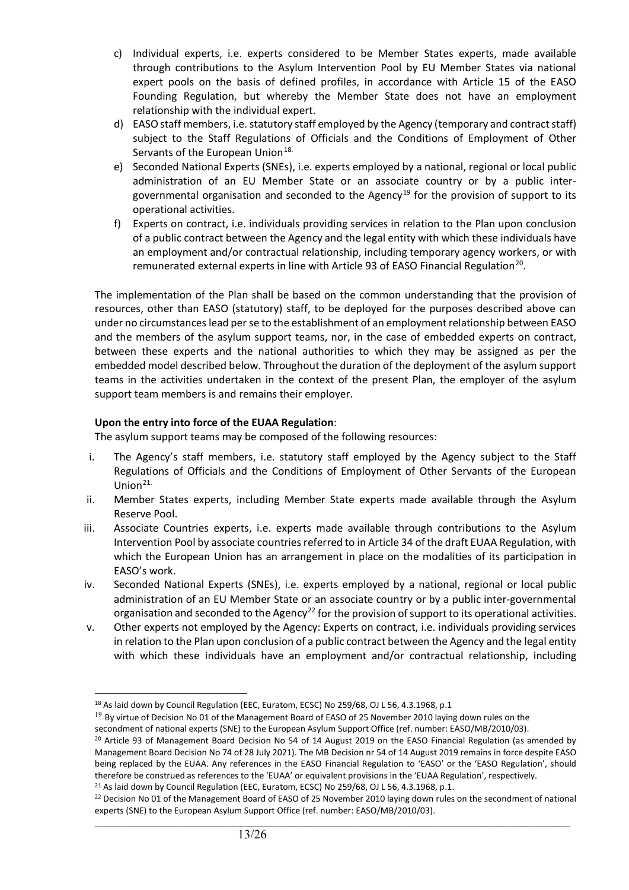c) Individual experts, i.e. experts considered to be Member States experts, made available through contributions to the Asylum Intervention Pool by EU Member States via national expert pools on the basis of defined profiles, in accordance with Article 15 of the EASO Founding Regulation, but whereby the Member State does not have an employment relationship with the individual expert.
d) EASO staff members, i.e. statutory staff employed by the Agency (temporary and contract staff) subject to the Staff Regulations of Officials and the Conditions of Employment of Other Servants of the European Union[18].
e) Seconded National Experts (SNEs), i.e. experts employed by a national, regional or local public administration of an EU Member State or an associate country or by a public inter-governmental organisation and seconded to the Agency[19] for the provision of support to its operational activities.
f) Experts on contract, i.e. individuals providing services in relation to the Plan upon conclusion of a public contract between the Agency and the legal entity with which these individuals have an employment and/or contractual relationship, including temporary agency workers, or with remunerated external experts in line with Article 93 of EASO Financial Regulation[20].

The implementation of the Plan shall be based on the common understanding that the provision of resources, other than EASO (statutory) staff, to be deployed for the purposes described above can under no circumstances lead per se to the establishment of an employment relationship between EASO and the members of the asylum support teams, nor, in the case of embedded experts on contract, between these experts and the national authorities to which they may be assigned as per the embedded model described below. Throughout the duration of the deployment of the asylum support teams in the activities undertaken in the context of the present Plan, the employer of the asylum support team members is and remains their employer.

**Upon the entry into force of the EUAA Regulation**:

The asylum support teams may be composed of the following resources:

i. The Agency's staff members, i.e. statutory staff employed by the Agency subject to the Staff Regulations of Officials and the Conditions of Employment of Other Servants of the European Union[21].
ii. Member States experts, including Member State experts made available through the Asylum Reserve Pool.
iii. Associate Countries experts, i.e. experts made available through contributions to the Asylum Intervention Pool by associate countries referred to in Article 34 of the draft EUAA Regulation, with which the European Union has an arrangement in place on the modalities of its participation in EASO's work.
iv. Seconded National Experts (SNEs), i.e. experts employed by a national, regional or local public administration of an EU Member State or an associate country or by a public inter-governmental organisation and seconded to the Agency[22] for the provision of support to its operational activities.
v. Other experts not employed by the Agency: Experts on contract, i.e. individuals providing services in relation to the Plan upon conclusion of a public contract between the Agency and the legal entity with which these individuals have an employment and/or contractual relationship, including

---

[18] As laid down by Council Regulation (EEC, Euratom, ECSC) No 259/68, OJ L 56, 4.3.1968, p.1

[19] By virtue of Decision No 01 of the Management Board of EASO of 25 November 2010 laying down rules on the secondment of national experts (SNE) to the European Asylum Support Office (ref. number: EASO/MB/2010/03).

[20] Article 93 of Management Board Decision No 54 of 14 August 2019 on the EASO Financial Regulation (as amended by Management Board Decision No 74 of 28 July 2021). The MB Decision nr 54 of 14 August 2019 remains in force despite EASO being replaced by the EUAA. Any references in the EASO Financial Regulation to 'EASO' or the 'EASO Regulation', should therefore be construed as references to the 'EUAA' or equivalent provisions in the 'EUAA Regulation', respectively.

[21] As laid down by Council Regulation (EEC, Euratom, ECSC) No 259/68, OJ L 56, 4.3.1968, p.1.

[22] Decision No 01 of the Management Board of EASO of 25 November 2010 laying down rules on the secondment of national experts (SNE) to the European Asylum Support Office (ref. number: EASO/MB/2010/03).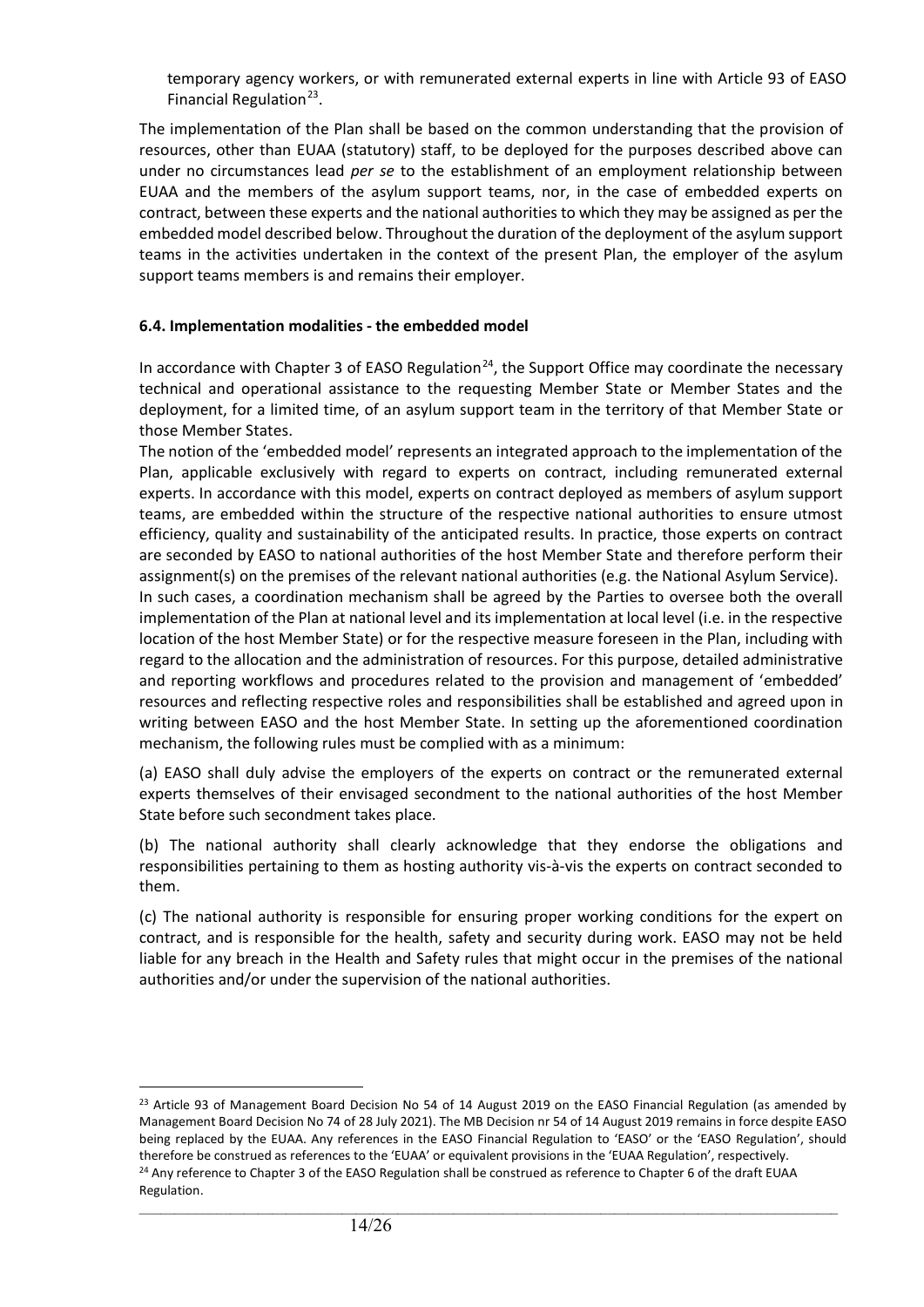temporary agency workers, or with remunerated external experts in line with Article 93 of EASO Financial Regulation[23].

The implementation of the Plan shall be based on the common understanding that the provision of resources, other than EUAA (statutory) staff, to be deployed for the purposes described above can under no circumstances lead *per se* to the establishment of an employment relationship between EUAA and the members of the asylum support teams, nor, in the case of embedded experts on contract, between these experts and the national authorities to which they may be assigned as per the embedded model described below. Throughout the duration of the deployment of the asylum support teams in the activities undertaken in the context of the present Plan, the employer of the asylum support teams members is and remains their employer.

### 6.4. Implementation modalities - the embedded model

In accordance with Chapter 3 of EASO Regulation[24], the Support Office may coordinate the necessary technical and operational assistance to the requesting Member State or Member States and the deployment, for a limited time, of an asylum support team in the territory of that Member State or those Member States.

The notion of the 'embedded model' represents an integrated approach to the implementation of the Plan, applicable exclusively with regard to experts on contract, including remunerated external experts. In accordance with this model, experts on contract deployed as members of asylum support teams, are embedded within the structure of the respective national authorities to ensure utmost efficiency, quality and sustainability of the anticipated results. In practice, those experts on contract are seconded by EASO to national authorities of the host Member State and therefore perform their assignment(s) on the premises of the relevant national authorities (e.g. the National Asylum Service).

In such cases, a coordination mechanism shall be agreed by the Parties to oversee both the overall implementation of the Plan at national level and its implementation at local level (i.e. in the respective location of the host Member State) or for the respective measure foreseen in the Plan, including with regard to the allocation and the administration of resources. For this purpose, detailed administrative and reporting workflows and procedures related to the provision and management of 'embedded' resources and reflecting respective roles and responsibilities shall be established and agreed upon in writing between EASO and the host Member State. In setting up the aforementioned coordination mechanism, the following rules must be complied with as a minimum:

(a) EASO shall duly advise the employers of the experts on contract or the remunerated external experts themselves of their envisaged secondment to the national authorities of the host Member State before such secondment takes place.

(b) The national authority shall clearly acknowledge that they endorse the obligations and responsibilities pertaining to them as hosting authority vis-à-vis the experts on contract seconded to them.

(c) The national authority is responsible for ensuring proper working conditions for the expert on contract, and is responsible for the health, safety and security during work. EASO may not be held liable for any breach in the Health and Safety rules that might occur in the premises of the national authorities and/or under the supervision of the national authorities.

---

[23] Article 93 of Management Board Decision No 54 of 14 August 2019 on the EASO Financial Regulation (as amended by Management Board Decision No 74 of 28 July 2021). The MB Decision nr 54 of 14 August 2019 remains in force despite EASO being replaced by the EUAA. Any references in the EASO Financial Regulation to 'EASO' or the 'EASO Regulation', should therefore be construed as references to the 'EUAA' or equivalent provisions in the 'EUAA Regulation', respectively.

[24] Any reference to Chapter 3 of the EASO Regulation shall be construed as reference to Chapter 6 of the draft EUAA Regulation.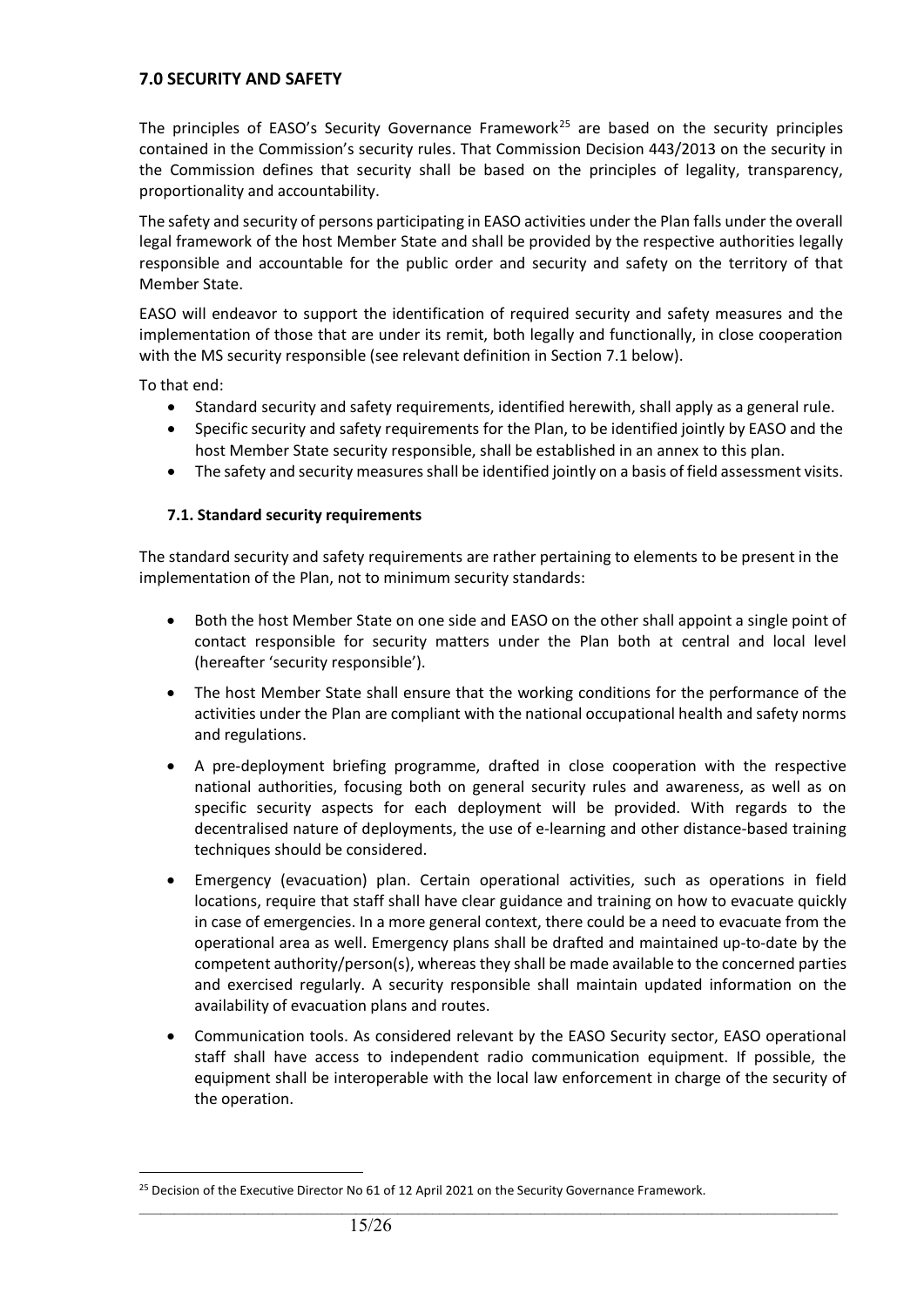## 7.0 SECURITY AND SAFETY

The principles of EASO's Security Governance Framework[25] are based on the security principles contained in the Commission's security rules. That Commission Decision 443/2013 on the security in the Commission defines that security shall be based on the principles of legality, transparency, proportionality and accountability.

The safety and security of persons participating in EASO activities under the Plan falls under the overall legal framework of the host Member State and shall be provided by the respective authorities legally responsible and accountable for the public order and security and safety on the territory of that Member State.

EASO will endeavor to support the identification of required security and safety measures and the implementation of those that are under its remit, both legally and functionally, in close cooperation with the MS security responsible (see relevant definition in Section 7.1 below).

To that end:

- Standard security and safety requirements, identified herewith, shall apply as a general rule.
- Specific security and safety requirements for the Plan, to be identified jointly by EASO and the host Member State security responsible, shall be established in an annex to this plan.
- The safety and security measures shall be identified jointly on a basis of field assessment visits.

### 7.1. Standard security requirements

The standard security and safety requirements are rather pertaining to elements to be present in the implementation of the Plan, not to minimum security standards:

- Both the host Member State on one side and EASO on the other shall appoint a single point of contact responsible for security matters under the Plan both at central and local level (hereafter 'security responsible').
- The host Member State shall ensure that the working conditions for the performance of the activities under the Plan are compliant with the national occupational health and safety norms and regulations.
- A pre-deployment briefing programme, drafted in close cooperation with the respective national authorities, focusing both on general security rules and awareness, as well as on specific security aspects for each deployment will be provided. With regards to the decentralised nature of deployments, the use of e-learning and other distance-based training techniques should be considered.
- Emergency (evacuation) plan. Certain operational activities, such as operations in field locations, require that staff shall have clear guidance and training on how to evacuate quickly in case of emergencies. In a more general context, there could be a need to evacuate from the operational area as well. Emergency plans shall be drafted and maintained up-to-date by the competent authority/person(s), whereas they shall be made available to the concerned parties and exercised regularly. A security responsible shall maintain updated information on the availability of evacuation plans and routes.
- Communication tools. As considered relevant by the EASO Security sector, EASO operational staff shall have access to independent radio communication equipment. If possible, the equipment shall be interoperable with the local law enforcement in charge of the security of the operation.

[25] Decision of the Executive Director No 61 of 12 April 2021 on the Security Governance Framework.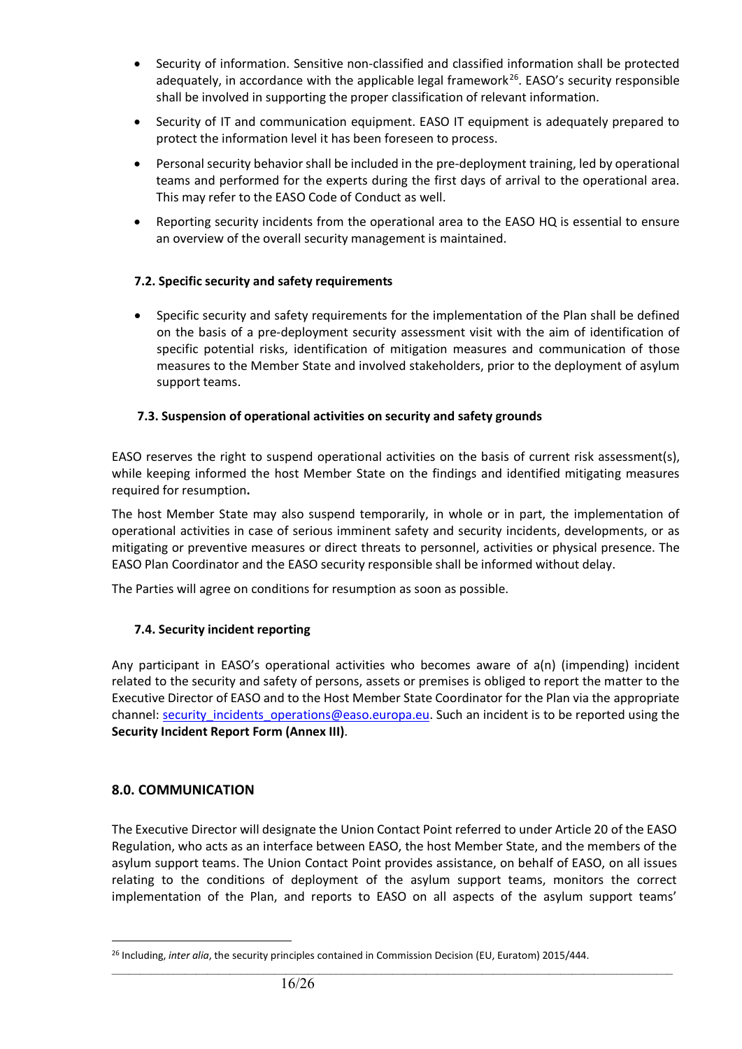- Security of information. Sensitive non-classified and classified information shall be protected adequately, in accordance with the applicable legal framework[26]. EASO's security responsible shall be involved in supporting the proper classification of relevant information.
- Security of IT and communication equipment. EASO IT equipment is adequately prepared to protect the information level it has been foreseen to process.
- Personal security behavior shall be included in the pre-deployment training, led by operational teams and performed for the experts during the first days of arrival to the operational area. This may refer to the EASO Code of Conduct as well.
- Reporting security incidents from the operational area to the EASO HQ is essential to ensure an overview of the overall security management is maintained.

### 7.2. Specific security and safety requirements

- Specific security and safety requirements for the implementation of the Plan shall be defined on the basis of a pre-deployment security assessment visit with the aim of identification of specific potential risks, identification of mitigation measures and communication of those measures to the Member State and involved stakeholders, prior to the deployment of asylum support teams.

### 7.3. Suspension of operational activities on security and safety grounds

EASO reserves the right to suspend operational activities on the basis of current risk assessment(s), while keeping informed the host Member State on the findings and identified mitigating measures required for resumption**.**

The host Member State may also suspend temporarily, in whole or in part, the implementation of operational activities in case of serious imminent safety and security incidents, developments, or as mitigating or preventive measures or direct threats to personnel, activities or physical presence. The EASO Plan Coordinator and the EASO security responsible shall be informed without delay.

The Parties will agree on conditions for resumption as soon as possible.

### 7.4. Security incident reporting

Any participant in EASO's operational activities who becomes aware of a(n) (impending) incident related to the security and safety of persons, assets or premises is obliged to report the matter to the Executive Director of EASO and to the Host Member State Coordinator for the Plan via the appropriate channel: security_incidents_operations@easo.europa.eu. Such an incident is to be reported using the **Security Incident Report Form (Annex III)**.

## 8.0. COMMUNICATION

The Executive Director will designate the Union Contact Point referred to under Article 20 of the EASO Regulation, who acts as an interface between EASO, the host Member State, and the members of the asylum support teams. The Union Contact Point provides assistance, on behalf of EASO, on all issues relating to the conditions of deployment of the asylum support teams, monitors the correct implementation of the Plan, and reports to EASO on all aspects of the asylum support teams'

[26] Including, *inter alia*, the security principles contained in Commission Decision (EU, Euratom) 2015/444.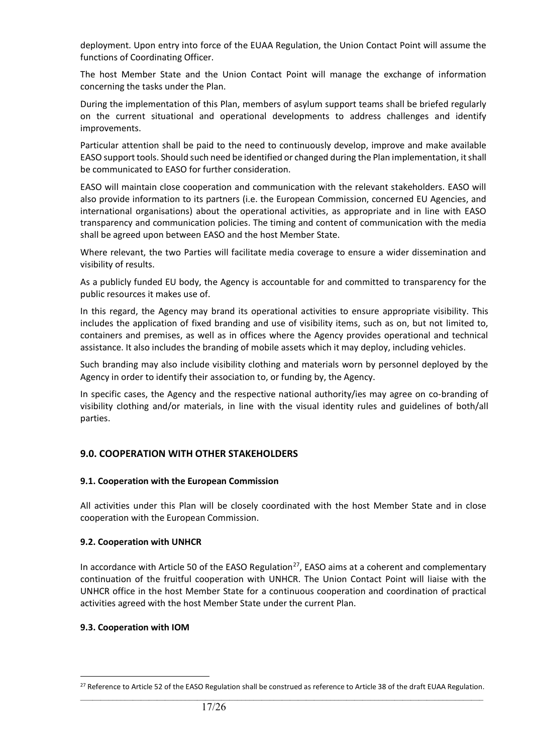deployment. Upon entry into force of the EUAA Regulation, the Union Contact Point will assume the functions of Coordinating Officer.

The host Member State and the Union Contact Point will manage the exchange of information concerning the tasks under the Plan.

During the implementation of this Plan, members of asylum support teams shall be briefed regularly on the current situational and operational developments to address challenges and identify improvements.

Particular attention shall be paid to the need to continuously develop, improve and make available EASO support tools. Should such need be identified or changed during the Plan implementation, it shall be communicated to EASO for further consideration.

EASO will maintain close cooperation and communication with the relevant stakeholders. EASO will also provide information to its partners (i.e. the European Commission, concerned EU Agencies, and international organisations) about the operational activities, as appropriate and in line with EASO transparency and communication policies. The timing and content of communication with the media shall be agreed upon between EASO and the host Member State.

Where relevant, the two Parties will facilitate media coverage to ensure a wider dissemination and visibility of results.

As a publicly funded EU body, the Agency is accountable for and committed to transparency for the public resources it makes use of.

In this regard, the Agency may brand its operational activities to ensure appropriate visibility. This includes the application of fixed branding and use of visibility items, such as on, but not limited to, containers and premises, as well as in offices where the Agency provides operational and technical assistance. It also includes the branding of mobile assets which it may deploy, including vehicles.

Such branding may also include visibility clothing and materials worn by personnel deployed by the Agency in order to identify their association to, or funding by, the Agency.

In specific cases, the Agency and the respective national authority/ies may agree on co-branding of visibility clothing and/or materials, in line with the visual identity rules and guidelines of both/all parties.

## 9.0. COOPERATION WITH OTHER STAKEHOLDERS

### 9.1. Cooperation with the European Commission

All activities under this Plan will be closely coordinated with the host Member State and in close cooperation with the European Commission.

### 9.2. Cooperation with UNHCR

In accordance with Article 50 of the EASO Regulation[27], EASO aims at a coherent and complementary continuation of the fruitful cooperation with UNHCR. The Union Contact Point will liaise with the UNHCR office in the host Member State for a continuous cooperation and coordination of practical activities agreed with the host Member State under the current Plan.

### 9.3. Cooperation with IOM

[27] Reference to Article 52 of the EASO Regulation shall be construed as reference to Article 38 of the draft EUAA Regulation.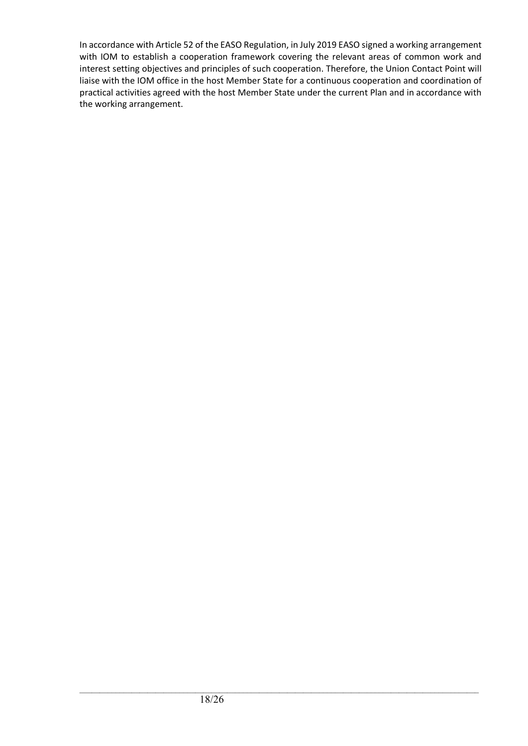In accordance with Article 52 of the EASO Regulation, in July 2019 EASO signed a working arrangement with IOM to establish a cooperation framework covering the relevant areas of common work and interest setting objectives and principles of such cooperation. Therefore, the Union Contact Point will liaise with the IOM office in the host Member State for a continuous cooperation and coordination of practical activities agreed with the host Member State under the current Plan and in accordance with the working arrangement.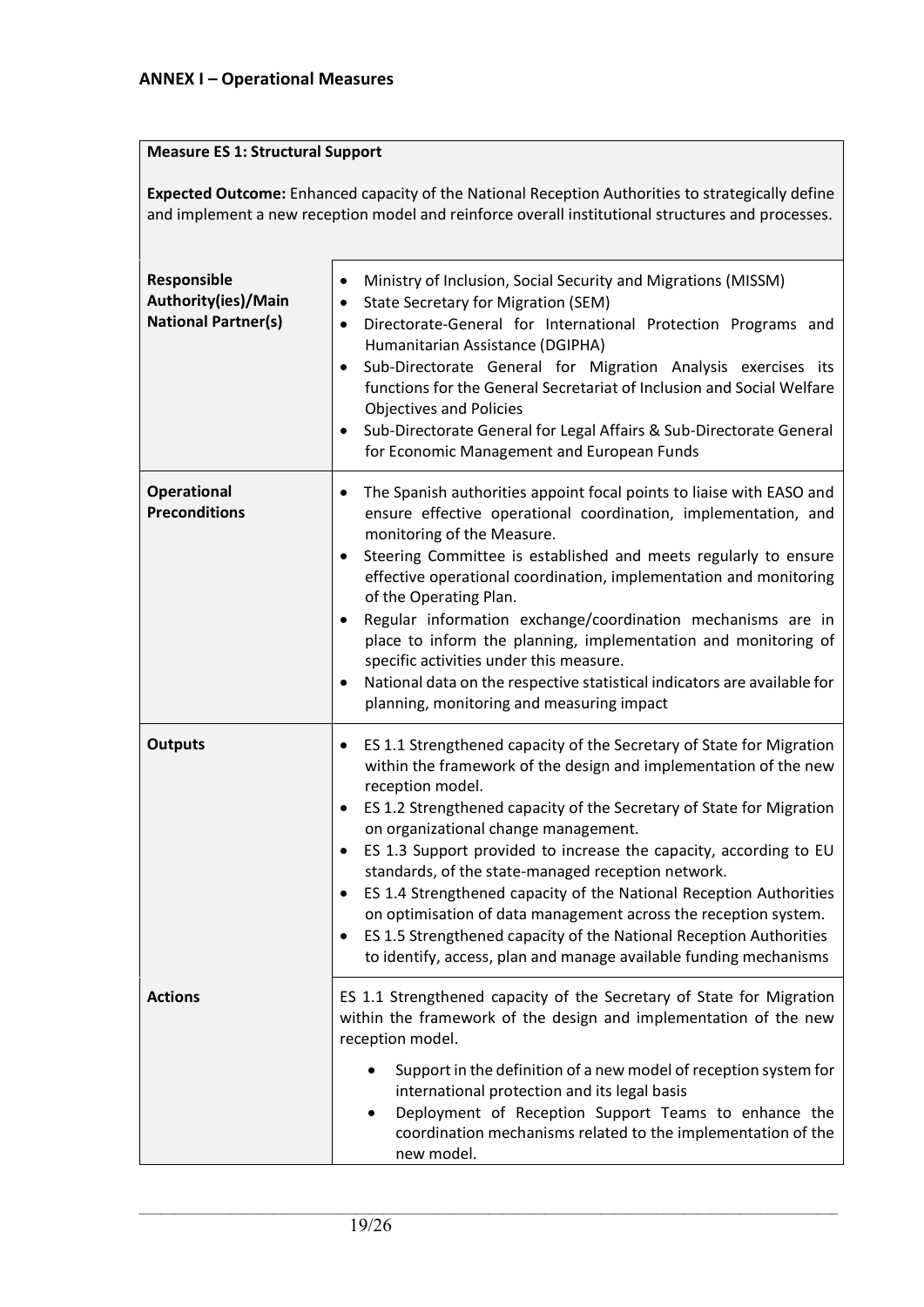## ANNEX I – Operational Measures

| **Measure ES 1: Structural Support**<br><br>**Expected Outcome:** Enhanced capacity of the National Reception Authorities to strategically define and implement a new reception model and reinforce overall institutional structures and processes. | |
|---|---|
| **Responsible Authority(ies)/Main National Partner(s)** | • Ministry of Inclusion, Social Security and Migrations (MISSM)<br>• State Secretary for Migration (SEM)<br>• Directorate-General for International Protection Programs and Humanitarian Assistance (DGIPHA)<br>• Sub-Directorate General for Migration Analysis exercises its functions for the General Secretariat of Inclusion and Social Welfare Objectives and Policies<br>• Sub-Directorate General for Legal Affairs & Sub-Directorate General for Economic Management and European Funds |
| **Operational Preconditions** | • The Spanish authorities appoint focal points to liaise with EASO and ensure effective operational coordination, implementation, and monitoring of the Measure.<br>• Steering Committee is established and meets regularly to ensure effective operational coordination, implementation and monitoring of the Operating Plan.<br>• Regular information exchange/coordination mechanisms are in place to inform the planning, implementation and monitoring of specific activities under this measure.<br>• National data on the respective statistical indicators are available for planning, monitoring and measuring impact |
| **Outputs** | • ES 1.1 Strengthened capacity of the Secretary of State for Migration within the framework of the design and implementation of the new reception model.<br>• ES 1.2 Strengthened capacity of the Secretary of State for Migration on organizational change management.<br>• ES 1.3 Support provided to increase the capacity, according to EU standards, of the state-managed reception network.<br>• ES 1.4 Strengthened capacity of the National Reception Authorities on optimisation of data management across the reception system.<br>• ES 1.5 Strengthened capacity of the National Reception Authorities to identify, access, plan and manage available funding mechanisms |
| **Actions** | ES 1.1 Strengthened capacity of the Secretary of State for Migration within the framework of the design and implementation of the new reception model.<br>• Support in the definition of a new model of reception system for international protection and its legal basis<br>• Deployment of Reception Support Teams to enhance the coordination mechanisms related to the implementation of the new model. |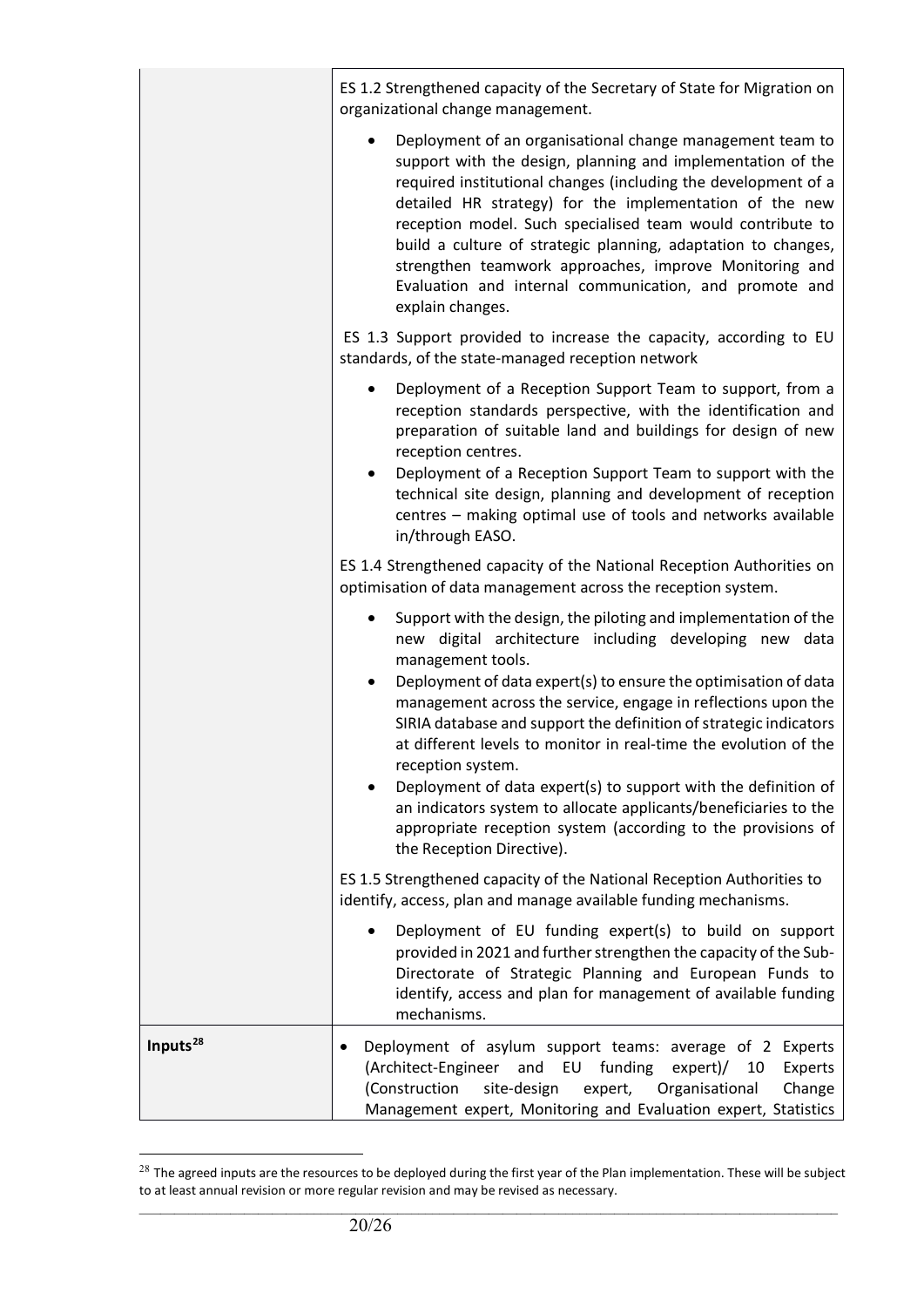| | |
|---|---|
| | ES 1.2 Strengthened capacity of the Secretary of State for Migration on organizational change management.<br><br>• Deployment of an organisational change management team to support with the design, planning and implementation of the required institutional changes (including the development of a detailed HR strategy) for the implementation of the new reception model. Such specialised team would contribute to build a culture of strategic planning, adaptation to changes, strengthen teamwork approaches, improve Monitoring and Evaluation and internal communication, and promote and explain changes.<br><br>ES 1.3 Support provided to increase the capacity, according to EU standards, of the state-managed reception network<br><br>• Deployment of a Reception Support Team to support, from a reception standards perspective, with the identification and preparation of suitable land and buildings for design of new reception centres.<br>• Deployment of a Reception Support Team to support with the technical site design, planning and development of reception centres – making optimal use of tools and networks available in/through EASO.<br><br>ES 1.4 Strengthened capacity of the National Reception Authorities on optimisation of data management across the reception system.<br><br>• Support with the design, the piloting and implementation of the new digital architecture including developing new data management tools.<br>• Deployment of data expert(s) to ensure the optimisation of data management across the service, engage in reflections upon the SIRIA database and support the definition of strategic indicators at different levels to monitor in real-time the evolution of the reception system.<br>• Deployment of data expert(s) to support with the definition of an indicators system to allocate applicants/beneficiaries to the appropriate reception system (according to the provisions of the Reception Directive).<br><br>ES 1.5 Strengthened capacity of the National Reception Authorities to identify, access, plan and manage available funding mechanisms.<br><br>• Deployment of EU funding expert(s) to build on support provided in 2021 and further strengthen the capacity of the Sub-Directorate of Strategic Planning and European Funds to identify, access and plan for management of available funding mechanisms. |
| **Inputs**[28] | • Deployment of asylum support teams: average of 2 Experts (Architect-Engineer and EU funding expert)/ 10 Experts (Construction site-design expert, Organisational Change Management expert, Monitoring and Evaluation expert, Statistics |

[28] The agreed inputs are the resources to be deployed during the first year of the Plan implementation. These will be subject to at least annual revision or more regular revision and may be revised as necessary.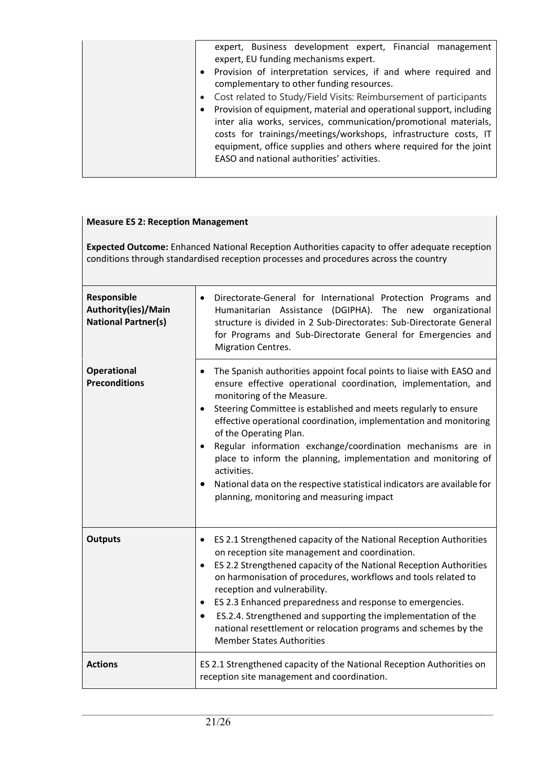| | |
|---|---|
| | expert, Business development expert, Financial management expert, EU funding mechanisms expert.<br>• Provision of interpretation services, if and where required and complementary to other funding resources.<br>• Cost related to Study/Field Visits: Reimbursement of participants<br>• Provision of equipment, material and operational support, including inter alia works, services, communication/promotional materials, costs for trainings/meetings/workshops, infrastructure costs, IT equipment, office supplies and others where required for the joint EASO and national authorities' activities. |

| **Measure ES 2: Reception Management**<br><br>**Expected Outcome:** Enhanced National Reception Authorities capacity to offer adequate reception conditions through standardised reception processes and procedures across the country | |
|---|---|
| **Responsible Authority(ies)/Main National Partner(s)** | • Directorate-General for International Protection Programs and Humanitarian Assistance (DGIPHA). The new organizational structure is divided in 2 Sub-Directorates: Sub-Directorate General for Programs and Sub-Directorate General for Emergencies and Migration Centres. |
| **Operational Preconditions** | • The Spanish authorities appoint focal points to liaise with EASO and ensure effective operational coordination, implementation, and monitoring of the Measure.<br>• Steering Committee is established and meets regularly to ensure effective operational coordination, implementation and monitoring of the Operating Plan.<br>• Regular information exchange/coordination mechanisms are in place to inform the planning, implementation and monitoring of activities.<br>• National data on the respective statistical indicators are available for planning, monitoring and measuring impact |
| **Outputs** | • ES 2.1 Strengthened capacity of the National Reception Authorities on reception site management and coordination.<br>• ES 2.2 Strengthened capacity of the National Reception Authorities on harmonisation of procedures, workflows and tools related to reception and vulnerability.<br>• ES 2.3 Enhanced preparedness and response to emergencies.<br>• ES.2.4. Strengthened and supporting the implementation of the national resettlement or relocation programs and schemes by the Member States Authorities |
| **Actions** | ES 2.1 Strengthened capacity of the National Reception Authorities on reception site management and coordination. |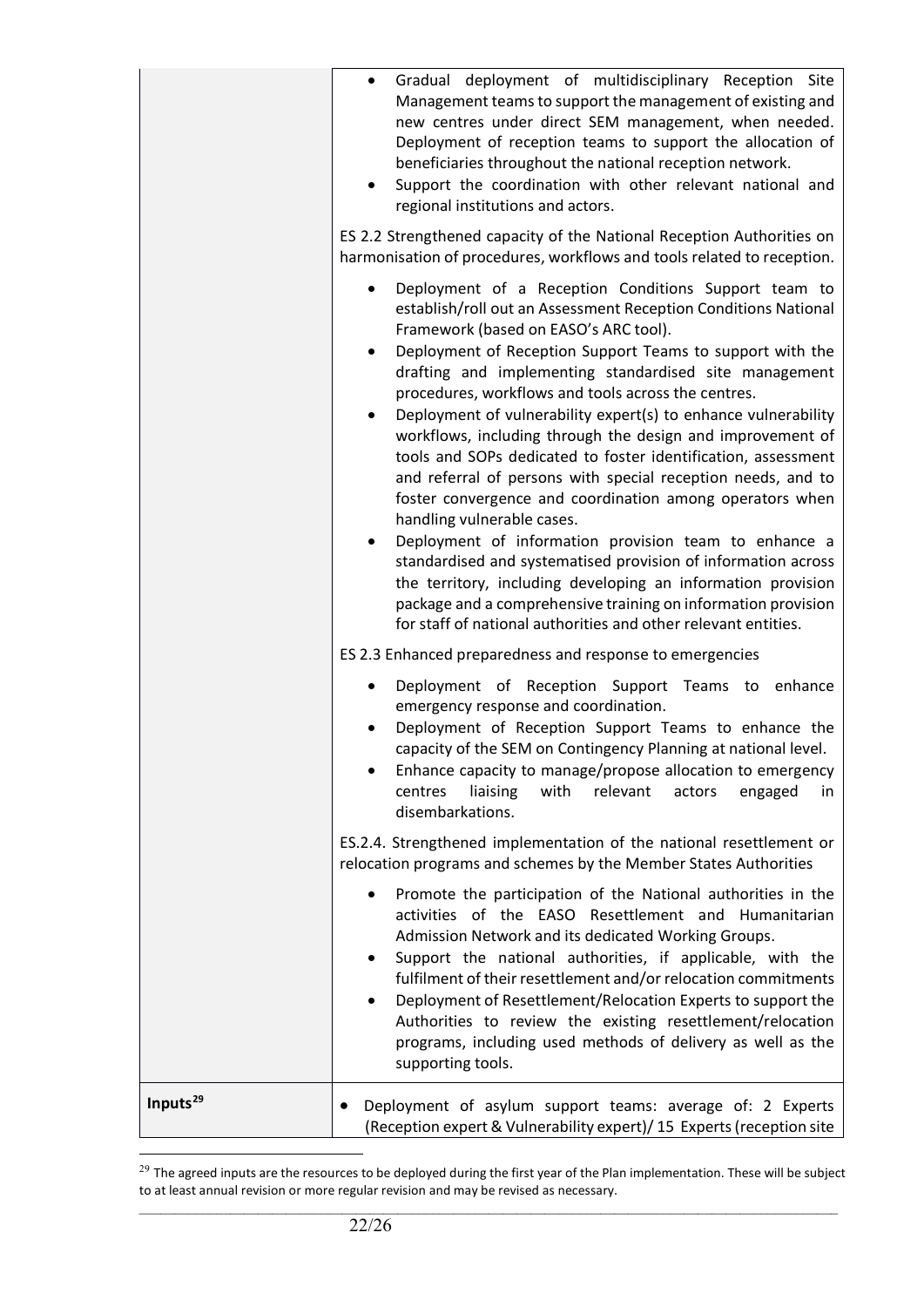| | |
|---|---|
| | • Gradual deployment of multidisciplinary Reception Site Management teams to support the management of existing and new centres under direct SEM management, when needed. Deployment of reception teams to support the allocation of beneficiaries throughout the national reception network.<br>• Support the coordination with other relevant national and regional institutions and actors.<br><br>ES 2.2 Strengthened capacity of the National Reception Authorities on harmonisation of procedures, workflows and tools related to reception.<br><br>• Deployment of a Reception Conditions Support team to establish/roll out an Assessment Reception Conditions National Framework (based on EASO's ARC tool).<br>• Deployment of Reception Support Teams to support with the drafting and implementing standardised site management procedures, workflows and tools across the centres.<br>• Deployment of vulnerability expert(s) to enhance vulnerability workflows, including through the design and improvement of tools and SOPs dedicated to foster identification, assessment and referral of persons with special reception needs, and to foster convergence and coordination among operators when handling vulnerable cases.<br>• Deployment of information provision team to enhance a standardised and systematised provision of information across the territory, including developing an information provision package and a comprehensive training on information provision for staff of national authorities and other relevant entities.<br><br>ES 2.3 Enhanced preparedness and response to emergencies<br><br>• Deployment of Reception Support Teams to enhance emergency response and coordination.<br>• Deployment of Reception Support Teams to enhance the capacity of the SEM on Contingency Planning at national level.<br>• Enhance capacity to manage/propose allocation to emergency centres liaising with relevant actors engaged in disembarkations.<br><br>ES.2.4. Strengthened implementation of the national resettlement or relocation programs and schemes by the Member States Authorities<br><br>• Promote the participation of the National authorities in the activities of the EASO Resettlement and Humanitarian Admission Network and its dedicated Working Groups.<br>• Support the national authorities, if applicable, with the fulfilment of their resettlement and/or relocation commitments<br>• Deployment of Resettlement/Relocation Experts to support the Authorities to review the existing resettlement/relocation programs, including used methods of delivery as well as the supporting tools. |
| **Inputs**[29] | • Deployment of asylum support teams: average of: 2 Experts (Reception expert & Vulnerability expert)/ 15 Experts (reception site |

[29] The agreed inputs are the resources to be deployed during the first year of the Plan implementation. These will be subject to at least annual revision or more regular revision and may be revised as necessary.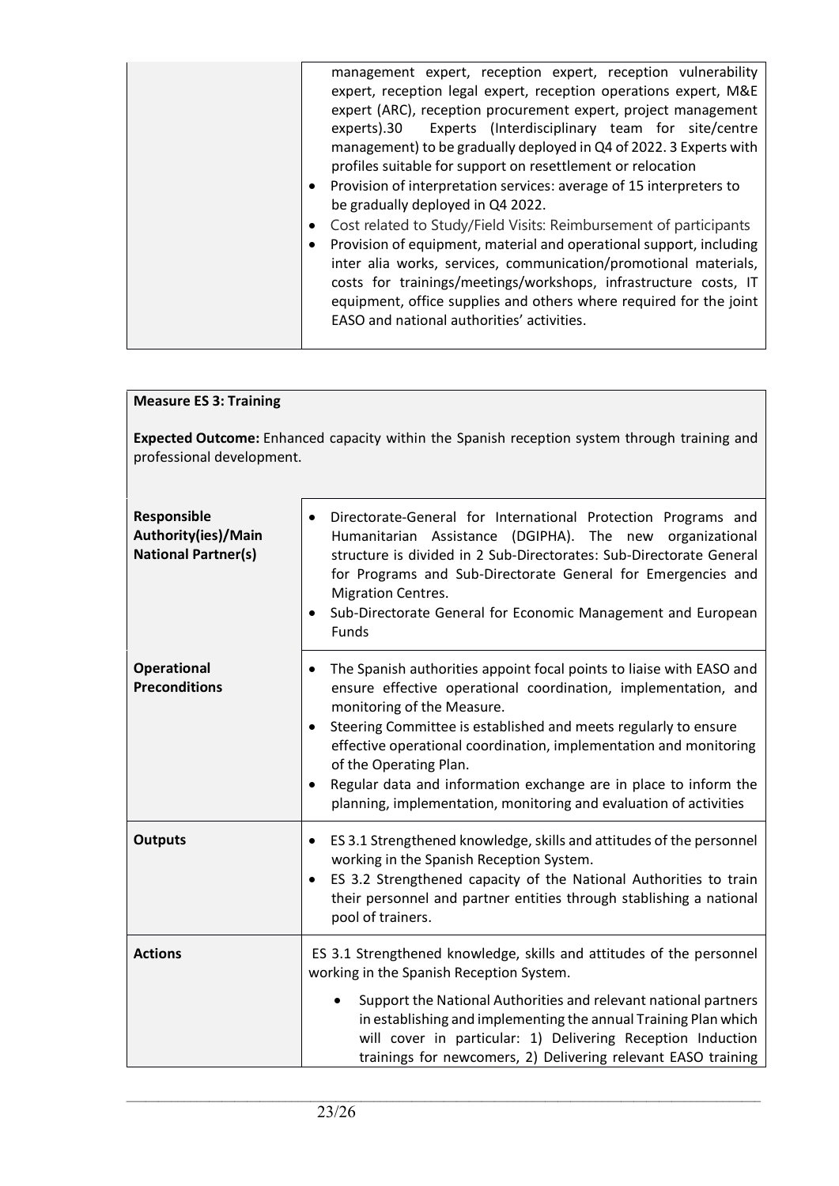| | |
|---|---|
| | management expert, reception expert, reception vulnerability expert, reception legal expert, reception operations expert, M&E expert (ARC), reception procurement expert, project management experts).30 Experts (Interdisciplinary team for site/centre management) to be gradually deployed in Q4 of 2022. 3 Experts with profiles suitable for support on resettlement or relocation<br>• Provision of interpretation services: average of 15 interpreters to be gradually deployed in Q4 2022.<br>• Cost related to Study/Field Visits: Reimbursement of participants<br>• Provision of equipment, material and operational support, including inter alia works, services, communication/promotional materials, costs for trainings/meetings/workshops, infrastructure costs, IT equipment, office supplies and others where required for the joint EASO and national authorities' activities. |

| **Measure ES 3: Training**<br><br>**Expected Outcome:** Enhanced capacity within the Spanish reception system through training and professional development. | |
|---|---|
| **Responsible Authority(ies)/Main National Partner(s)** | • Directorate-General for International Protection Programs and Humanitarian Assistance (DGIPHA). The new organizational structure is divided in 2 Sub-Directorates: Sub-Directorate General for Programs and Sub-Directorate General for Emergencies and Migration Centres.<br>• Sub-Directorate General for Economic Management and European Funds |
| **Operational Preconditions** | • The Spanish authorities appoint focal points to liaise with EASO and ensure effective operational coordination, implementation, and monitoring of the Measure.<br>• Steering Committee is established and meets regularly to ensure effective operational coordination, implementation and monitoring of the Operating Plan.<br>• Regular data and information exchange are in place to inform the planning, implementation, monitoring and evaluation of activities |
| **Outputs** | • ES 3.1 Strengthened knowledge, skills and attitudes of the personnel working in the Spanish Reception System.<br>• ES 3.2 Strengthened capacity of the National Authorities to train their personnel and partner entities through stablishing a national pool of trainers. |
| **Actions** | ES 3.1 Strengthened knowledge, skills and attitudes of the personnel working in the Spanish Reception System.<br>• Support the National Authorities and relevant national partners in establishing and implementing the annual Training Plan which will cover in particular: 1) Delivering Reception Induction trainings for newcomers, 2) Delivering relevant EASO training |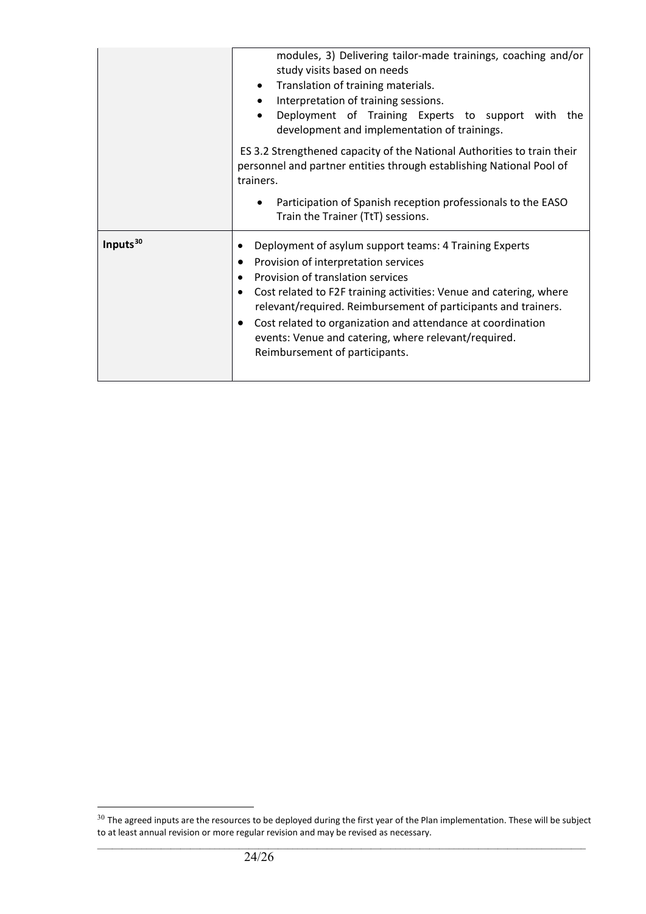| | |
|---|---|
| | modules, 3) Delivering tailor-made trainings, coaching and/or study visits based on needs<br>• Translation of training materials.<br>• Interpretation of training sessions.<br>• Deployment of Training Experts to support with the development and implementation of trainings.<br><br>ES 3.2 Strengthened capacity of the National Authorities to train their personnel and partner entities through establishing National Pool of trainers.<br><br>• Participation of Spanish reception professionals to the EASO Train the Trainer (TtT) sessions. |
| **Inputs**[30] | • Deployment of asylum support teams: 4 Training Experts<br>• Provision of interpretation services<br>• Provision of translation services<br>• Cost related to F2F training activities: Venue and catering, where relevant/required. Reimbursement of participants and trainers.<br>• Cost related to organization and attendance at coordination events: Venue and catering, where relevant/required. Reimbursement of participants. |

[30] The agreed inputs are the resources to be deployed during the first year of the Plan implementation. These will be subject to at least annual revision or more regular revision and may be revised as necessary.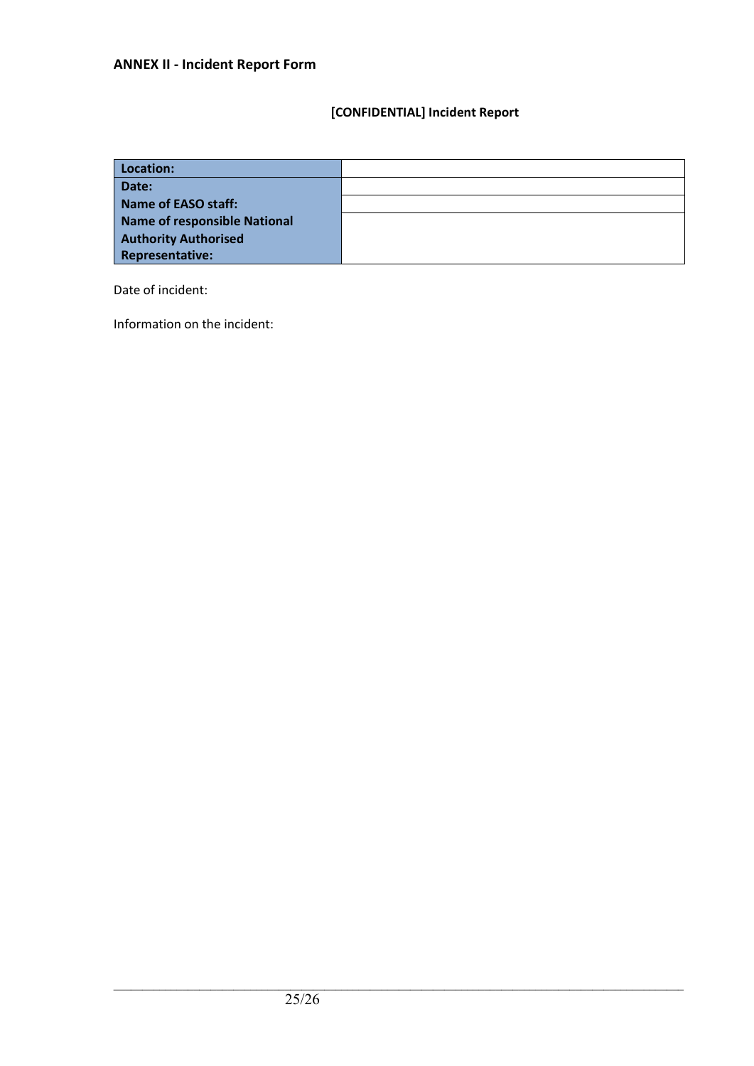## ANNEX II - Incident Report Form

**[CONFIDENTIAL] Incident Report**

| | |
|---|---|
| **Location:** | |
| **Date:** | |
| **Name of EASO staff:** | |
| **Name of responsible National Authority Authorised Representative:** | |

Date of incident:

Information on the incident: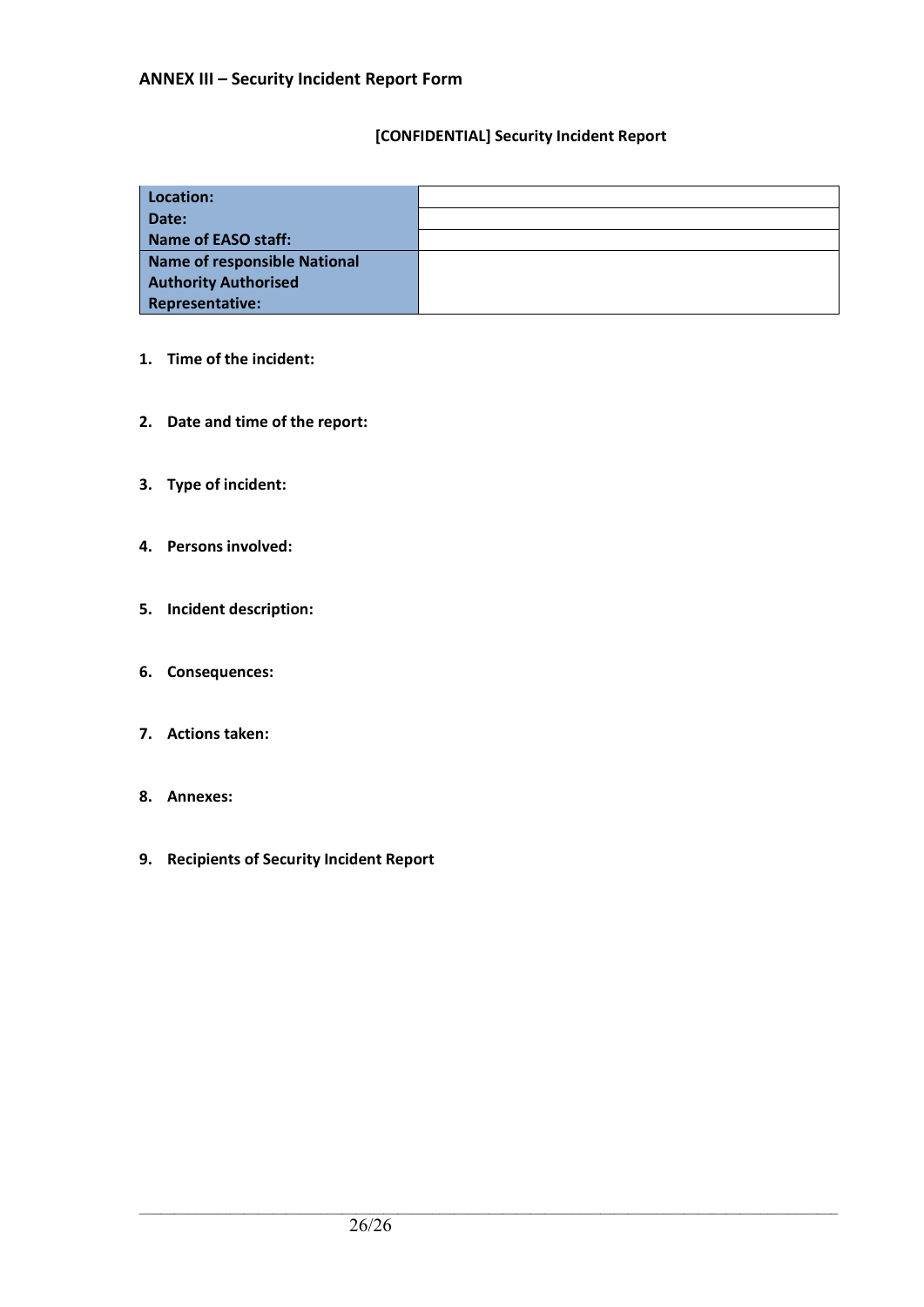## ANNEX III – Security Incident Report Form

**[CONFIDENTIAL] Security Incident Report**

| | |
|---|---|
| **Location:** | |
| **Date:** | |
| **Name of EASO staff:** | |
| **Name of responsible National Authority Authorised Representative:** | |

1. **Time of the incident:**

2. **Date and time of the report:**

3. **Type of incident:**

4. **Persons involved:**

5. **Incident description:**

6. **Consequences:**

7. **Actions taken:**

8. **Annexes:**

9. **Recipients of Security Incident Report**